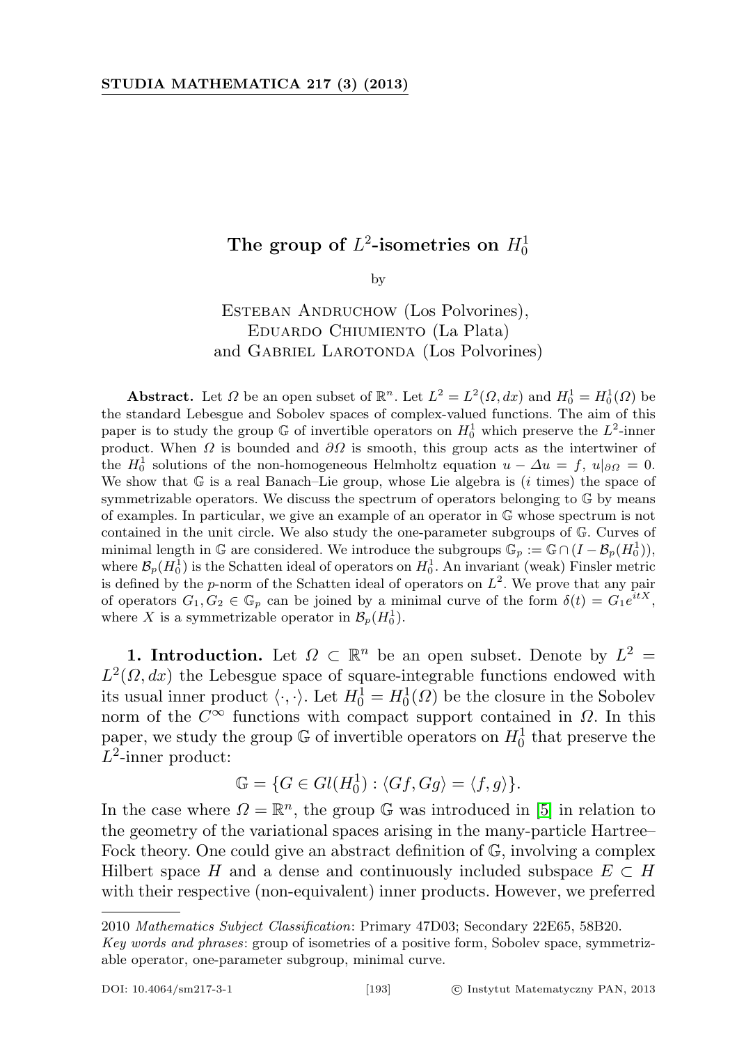# The group of $L^2$-isometries on $H_0^1$

by

Esteban Andruchow (Los Polvorines), Eduardo Chiumiento (La Plata) and Gabriel Larotonda (Los Polvorines)

**Abstract.** Let $\Omega$ be an open subset of $\mathbb{R}^n$. Let $L^2 = L^2(\Omega, dx)$ and $H_0^1 = H_0^1(\Omega)$ be the standard Lebesgue and Sobolev spaces of complex-valued functions. The aim of this paper is to study the group $\mathbb{G}$ of invertible operators on $H_0^1$ which preserve the $L^2$-inner product. When $\Omega$ is bounded and $\partial\Omega$ is smooth, this group acts as the intertwiner of the $H_0^1$ solutions of the non-homogeneous Helmholtz equation $u - \Delta u = f$, $u|_{\partial\Omega} = 0$. We show that $\mathbb{G}$ is a real Banach–Lie group, whose Lie algebra is ($i$ times) the space of symmetrizable operators. We discuss the spectrum of operators belonging to $\mathbb{G}$ by means of examples. In particular, we give an example of an operator in $\mathbb{G}$ whose spectrum is not contained in the unit circle. We also study the one-parameter subgroups of $\mathbb{G}$. Curves of minimal length in $\mathbb{G}$ are considered. We introduce the subgroups $\mathbb{G}_p := \mathbb{G} \cap (I - \mathcal{B}_p(H_0^1))$, where $\mathcal{B}_p(H_0^1)$ is the Schatten ideal of operators on $H_0^1$. An invariant (weak) Finsler metric is defined by the $p$-norm of the Schatten ideal of operators on $L^2$. We prove that any pair of operators $G_1, G_2 \in \mathbb{G}_p$ can be joined by a minimal curve of the form $\delta(t) = G_1 e^{itX}$, where $X$ is a symmetrizable operator in $\mathcal{B}_p(H_0^1)$.

**1. Introduction.** Let $\Omega \subset \mathbb{R}^n$ be an open subset. Denote by $L^2 = L^2(\Omega, dx)$ the Lebesgue space of square-integrable functions endowed with its usual inner product $\langle \cdot, \cdot \rangle$. Let $H_0^1 = H_0^1(\Omega)$ be the closure in the Sobolev norm of the $C^\infty$ functions with compact support contained in $\Omega$. In this paper, we study the group $\mathbb{G}$ of invertible operators on $H_0^1$ that preserve the $L^2$-inner product:

$$\mathbb{G} = \{G \in Gl(H_0^1) : \langle Gf, Gg \rangle = \langle f, g \rangle\}.$$

In the case where $\Omega = \mathbb{R}^n$, the group $\mathbb{G}$ was introduced in [5] in relation to the geometry of the variational spaces arising in the many-particle Hartree–Fock theory. One could give an abstract definition of $\mathbb{G}$, involving a complex Hilbert space $H$ and a dense and continuously included subspace $E \subset H$ with their respective (non-equivalent) inner products. However, we preferred

2010 *Mathematics Subject Classification*: Primary 47D03; Secondary 22E65, 58B20.
*Key words and phrases*: group of isometries of a positive form, Sobolev space, symmetrizable operator, one-parameter subgroup, minimal curve.

DOI: 10.4064/sm217-3-1 © Instytut Matematyczny PAN, 2013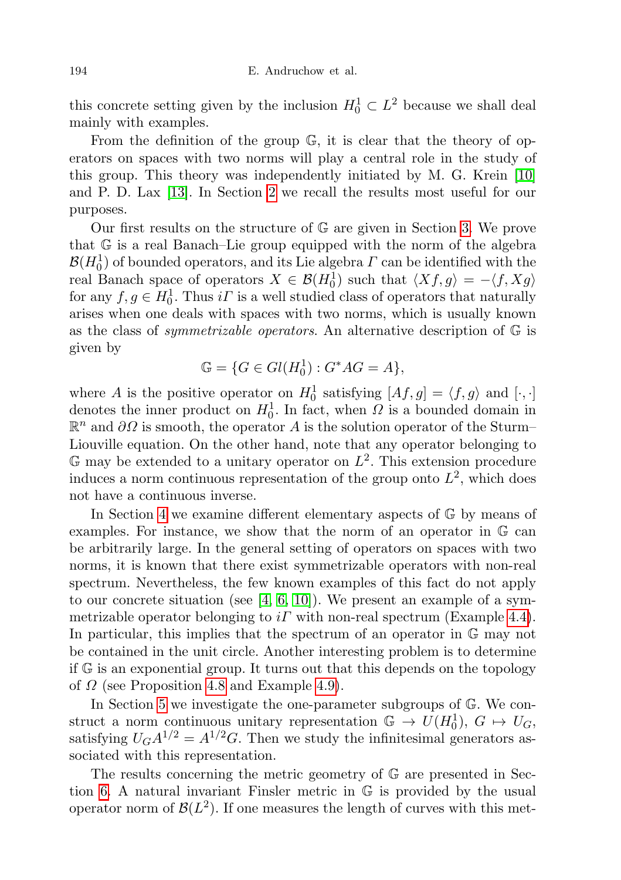this concrete setting given by the inclusion $H_0^1 \subset L^2$ because we shall deal mainly with examples.

From the definition of the group $\mathbb{G}$, it is clear that the theory of operators on spaces with two norms will play a central role in the study of this group. This theory was independently initiated by M. G. Krein [10] and P. D. Lax [13]. In Section 2 we recall the results most useful for our purposes.

Our first results on the structure of $\mathbb{G}$ are given in Section 3. We prove that $\mathbb{G}$ is a real Banach–Lie group equipped with the norm of the algebra $\mathcal{B}(H_0^1)$ of bounded operators, and its Lie algebra $\Gamma$ can be identified with the real Banach space of operators $X \in \mathcal{B}(H_0^1)$ such that $\langle Xf, g\rangle = -\langle f, Xg\rangle$ for any $f, g \in H_0^1$. Thus $i\Gamma$ is a well studied class of operators that naturally arises when one deals with spaces with two norms, which is usually known as the class of *symmetrizable operators*. An alternative description of $\mathbb{G}$ is given by

$$\mathbb{G} = \{G \in Gl(H_0^1) : G^*AG = A\},$$

where $A$ is the positive operator on $H_0^1$ satisfying $[Af, g] = \langle f, g\rangle$ and $[\cdot,\cdot]$ denotes the inner product on $H_0^1$. In fact, when $\Omega$ is a bounded domain in $\mathbb{R}^n$ and $\partial\Omega$ is smooth, the operator $A$ is the solution operator of the Sturm–Liouville equation. On the other hand, note that any operator belonging to $\mathbb{G}$ may be extended to a unitary operator on $L^2$. This extension procedure induces a norm continuous representation of the group onto $L^2$, which does not have a continuous inverse.

In Section 4 we examine different elementary aspects of $\mathbb{G}$ by means of examples. For instance, we show that the norm of an operator in $\mathbb{G}$ can be arbitrarily large. In the general setting of operators on spaces with two norms, it is known that there exist symmetrizable operators with non-real spectrum. Nevertheless, the few known examples of this fact do not apply to our concrete situation (see [4, 6, 10]). We present an example of a symmetrizable operator belonging to $i\Gamma$ with non-real spectrum (Example 4.4). In particular, this implies that the spectrum of an operator in $\mathbb{G}$ may not be contained in the unit circle. Another interesting problem is to determine if $\mathbb{G}$ is an exponential group. It turns out that this depends on the topology of $\Omega$ (see Proposition 4.8 and Example 4.9).

In Section 5 we investigate the one-parameter subgroups of $\mathbb{G}$. We construct a norm continuous unitary representation $\mathbb{G} \to U(H_0^1)$, $G \mapsto U_G$, satisfying $U_G A^{1/2} = A^{1/2} G$. Then we study the infinitesimal generators associated with this representation.

The results concerning the metric geometry of $\mathbb{G}$ are presented in Section 6. A natural invariant Finsler metric in $\mathbb{G}$ is provided by the usual operator norm of $\mathcal{B}(L^2)$. If one measures the length of curves with this met-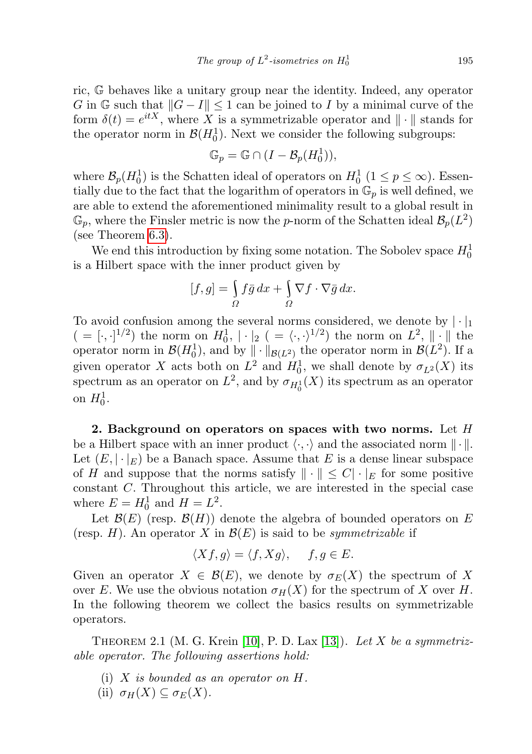ric, $\mathbb{G}$ behaves like a unitary group near the identity. Indeed, any operator $G$ in $\mathbb{G}$ such that $\|G - I\| \leq 1$ can be joined to $I$ by a minimal curve of the form $\delta(t) = e^{itX}$, where $X$ is a symmetrizable operator and $\|\cdot\|$ stands for the operator norm in $\mathcal{B}(H_0^1)$. Next we consider the following subgroups:

$$\mathbb{G}_p = \mathbb{G} \cap (I - \mathcal{B}_p(H_0^1)),$$

where $\mathcal{B}_p(H_0^1)$ is the Schatten ideal of operators on $H_0^1$ ($1 \leq p \leq \infty$). Essentially due to the fact that the logarithm of operators in $\mathbb{G}_p$ is well defined, we are able to extend the aforementioned minimality result to a global result in $\mathbb{G}_p$, where the Finsler metric is now the $p$-norm of the Schatten ideal $\mathcal{B}_p(L^2)$ (see Theorem 6.3).

We end this introduction by fixing some notation. The Sobolev space $H_0^1$ is a Hilbert space with the inner product given by

$$[f, g] = \int_{\Omega} f \bar{g}\, dx + \int_{\Omega} \nabla f \cdot \nabla \bar{g}\, dx.$$

To avoid confusion among the several norms considered, we denote by $|\cdot|_1$ ($= [\cdot,\cdot]^{1/2}$) the norm on $H_0^1$, $|\cdot|_2$ ($= \langle \cdot,\cdot \rangle^{1/2}$) the norm on $L^2$, $\|\cdot\|$ the operator norm in $\mathcal{B}(H_0^1)$, and by $\|\cdot\|_{\mathcal{B}(L^2)}$ the operator norm in $\mathcal{B}(L^2)$. If a given operator $X$ acts both on $L^2$ and $H_0^1$, we shall denote by $\sigma_{L^2}(X)$ its spectrum as an operator on $L^2$, and by $\sigma_{H_0^1}(X)$ its spectrum as an operator on $H_0^1$.

**2. Background on operators on spaces with two norms.** Let $H$ be a Hilbert space with an inner product $\langle \cdot, \cdot \rangle$ and the associated norm $\|\cdot\|$. Let $(E, |\cdot|_E)$ be a Banach space. Assume that $E$ is a dense linear subspace of $H$ and suppose that the norms satisfy $\|\cdot\| \leq C|\cdot|_E$ for some positive constant $C$. Throughout this article, we are interested in the special case where $E = H_0^1$ and $H = L^2$.

Let $\mathcal{B}(E)$ (resp. $\mathcal{B}(H)$) denote the algebra of bounded operators on $E$ (resp. $H$). An operator $X$ in $\mathcal{B}(E)$ is said to be *symmetrizable* if

$$\langle Xf, g \rangle = \langle f, Xg \rangle, \quad f, g \in E.$$

Given an operator $X \in \mathcal{B}(E)$, we denote by $\sigma_E(X)$ the spectrum of $X$ over $E$. We use the obvious notation $\sigma_H(X)$ for the spectrum of $X$ over $H$. In the following theorem we collect the basics results on symmetrizable operators.

THEOREM 2.1 (M. G. Krein [10], P. D. Lax [13]). *Let $X$ be a symmetrizable operator. The following assertions hold:*

(i) *$X$ is bounded as an operator on $H$.*
(ii) *$\sigma_H(X) \subseteq \sigma_E(X)$.*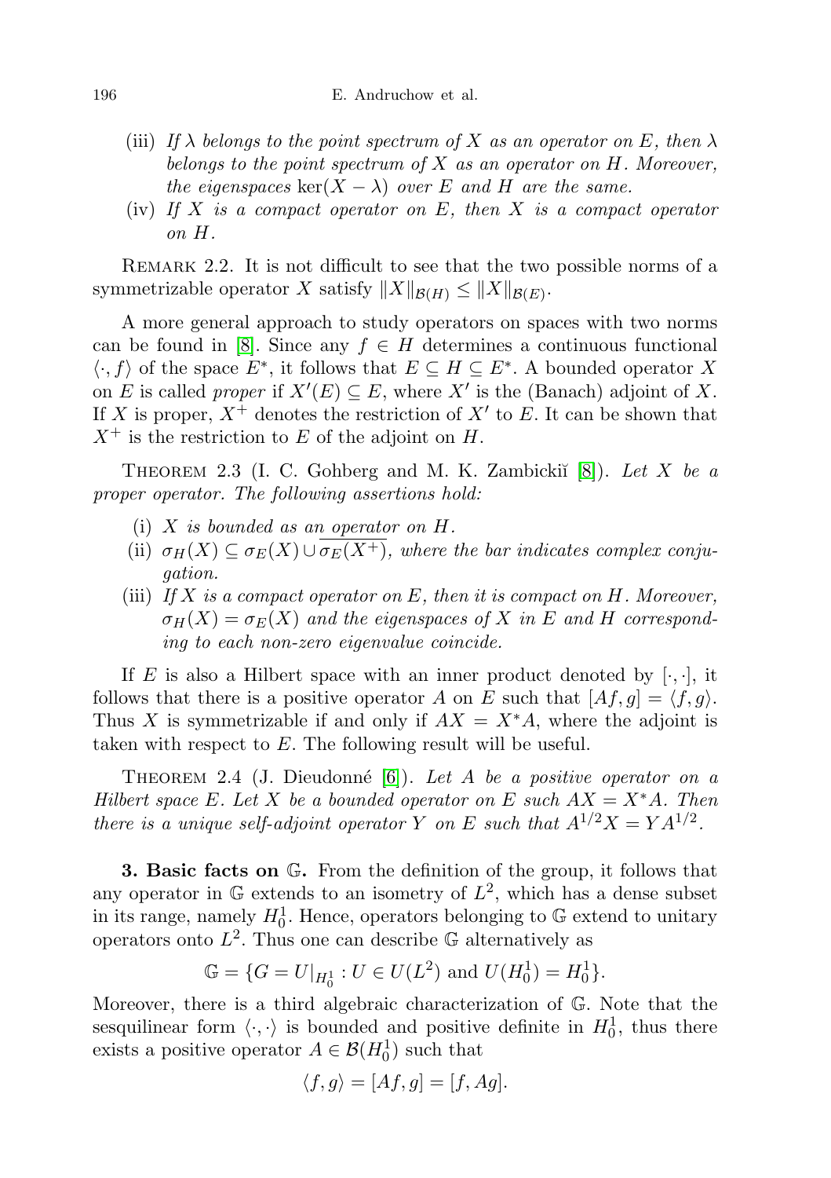(iii) *If $\lambda$ belongs to the point spectrum of $X$ as an operator on $E$, then $\lambda$ belongs to the point spectrum of $X$ as an operator on $H$. Moreover, the eigenspaces $\ker(X-\lambda)$ over $E$ and $H$ are the same.*

(iv) *If $X$ is a compact operator on $E$, then $X$ is a compact operator on $H$.*

Remark 2.2. It is not difficult to see that the two possible norms of a symmetrizable operator $X$ satisfy $\|X\|_{\mathcal{B}(H)} \le \|X\|_{\mathcal{B}(E)}$.

A more general approach to study operators on spaces with two norms can be found in [8]. Since any $f \in H$ determines a continuous functional $\langle \cdot, f\rangle$ of the space $E^*$, it follows that $E \subseteq H \subseteq E^*$. A bounded operator $X$ on $E$ is called *proper* if $X'(E) \subseteq E$, where $X'$ is the (Banach) adjoint of $X$. If $X$ is proper, $X^+$ denotes the restriction of $X'$ to $E$. It can be shown that $X^+$ is the restriction to $E$ of the adjoint on $H$.

Theorem 2.3 (I. C. Gohberg and M. K. Zambickiĭ [8]). *Let $X$ be a proper operator. The following assertions hold:*

(i) *$X$ is bounded as an operator on $H$.*

(ii) *$\sigma_H(X) \subseteq \sigma_E(X) \cup \overline{\sigma_E(X^+)}$, where the bar indicates complex conjugation.*

(iii) *If $X$ is a compact operator on $E$, then it is compact on $H$. Moreover, $\sigma_H(X) = \sigma_E(X)$ and the eigenspaces of $X$ in $E$ and $H$ corresponding to each non-zero eigenvalue coincide.*

If $E$ is also a Hilbert space with an inner product denoted by $[\cdot,\cdot]$, it follows that there is a positive operator $A$ on $E$ such that $[Af, g] = \langle f, g\rangle$. Thus $X$ is symmetrizable if and only if $AX = X^*A$, where the adjoint is taken with respect to $E$. The following result will be useful.

Theorem 2.4 (J. Dieudonné [6]). *Let $A$ be a positive operator on a Hilbert space $E$. Let $X$ be a bounded operator on $E$ such $AX = X^*A$. Then there is a unique self-adjoint operator $Y$ on $E$ such that $A^{1/2}X = YA^{1/2}$.*

**3. Basic facts on $\mathbb{G}$.** From the definition of the group, it follows that any operator in $\mathbb{G}$ extends to an isometry of $L^2$, which has a dense subset in its range, namely $H_0^1$. Hence, operators belonging to $\mathbb{G}$ extend to unitary operators onto $L^2$. Thus one can describe $\mathbb{G}$ alternatively as

$$\mathbb{G} = \{G = U|_{H_0^1} : U \in U(L^2) \text{ and } U(H_0^1) = H_0^1\}.$$

Moreover, there is a third algebraic characterization of $\mathbb{G}$. Note that the sesquilinear form $\langle\cdot,\cdot\rangle$ is bounded and positive definite in $H_0^1$, thus there exists a positive operator $A \in \mathcal{B}(H_0^1)$ such that

$$\langle f, g\rangle = [Af, g] = [f, Ag].$$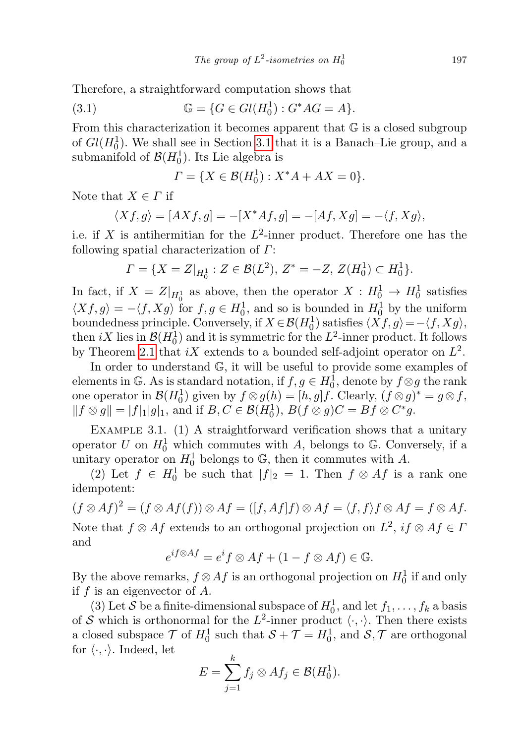Therefore, a straightforward computation shows that

$$\mathbb{G} = \{G \in Gl(H_0^1) : G^*AG = A\}. \tag{3.1}$$

From this characterization it becomes apparent that $\mathbb{G}$ is a closed subgroup of $Gl(H_0^1)$. We shall see in Section 3.1 that it is a Banach–Lie group, and a submanifold of $\mathcal{B}(H_0^1)$. Its Lie algebra is

$$\Gamma = \{X \in \mathcal{B}(H_0^1) : X^*A + AX = 0\}.$$

Note that $X \in \Gamma$ if

$$\langle Xf, g\rangle = [AXf, g] = -[X^*Af, g] = -[Af, Xg] = -\langle f, Xg\rangle,$$

i.e. if $X$ is antihermitian for the $L^2$-inner product. Therefore one has the following spatial characterization of $\Gamma$:

$$\Gamma = \{X = Z|_{H_0^1} : Z \in \mathcal{B}(L^2),\, Z^* = -Z,\, Z(H_0^1) \subset H_0^1\}.$$

In fact, if $X = Z|_{H_0^1}$ as above, then the operator $X : H_0^1 \to H_0^1$ satisfies $\langle Xf, g\rangle = -\langle f, Xg\rangle$ for $f, g \in H_0^1$, and so is bounded in $H_0^1$ by the uniform boundedness principle. Conversely, if $X \in \mathcal{B}(H_0^1)$ satisfies $\langle Xf, g\rangle = -\langle f, Xg\rangle$, then $iX$ lies in $\mathcal{B}(H_0^1)$ and it is symmetric for the $L^2$-inner product. It follows by Theorem 2.1 that $iX$ extends to a bounded self-adjoint operator on $L^2$.

In order to understand $\mathbb{G}$, it will be useful to provide some examples of elements in $\mathbb{G}$. As is standard notation, if $f, g \in H_0^1$, denote by $f \otimes g$ the rank one operator in $\mathcal{B}(H_0^1)$ given by $f \otimes g(h) = [h, g]f$. Clearly, $(f \otimes g)^* = g \otimes f$, $\|f \otimes g\| = |f|_1|g|_1$, and if $B, C \in \mathcal{B}(H_0^1)$, $B(f \otimes g)C = Bf \otimes C^*g$.

Example 3.1. (1) A straightforward verification shows that a unitary operator $U$ on $H_0^1$ which commutes with $A$, belongs to $\mathbb{G}$. Conversely, if a unitary operator on $H_0^1$ belongs to $\mathbb{G}$, then it commutes with $A$.

(2) Let $f \in H_0^1$ be such that $|f|_2 = 1$. Then $f \otimes Af$ is a rank one idempotent:

$$(f \otimes Af)^2 = (f \otimes Af(f)) \otimes Af = ([f, Af]f) \otimes Af = \langle f, f\rangle f \otimes Af = f \otimes Af.$$

Note that $f \otimes Af$ extends to an orthogonal projection on $L^2$, $if \otimes Af \in \Gamma$ and

$$e^{if \otimes Af} = e^i f \otimes Af + (1 - f \otimes Af) \in \mathbb{G}.$$

By the above remarks, $f \otimes Af$ is an orthogonal projection on $H_0^1$ if and only if $f$ is an eigenvector of $A$.

(3) Let $\mathcal{S}$ be a finite-dimensional subspace of $H_0^1$, and let $f_1, \dots, f_k$ a basis of $\mathcal{S}$ which is orthonormal for the $L^2$-inner product $\langle\cdot,\cdot\rangle$. Then there exists a closed subspace $\mathcal{T}$ of $H_0^1$ such that $\mathcal{S} + \mathcal{T} = H_0^1$, and $\mathcal{S}, \mathcal{T}$ are orthogonal for $\langle\cdot,\cdot\rangle$. Indeed, let

$$E = \sum_{j=1}^{k} f_j \otimes Af_j \in \mathcal{B}(H_0^1).$$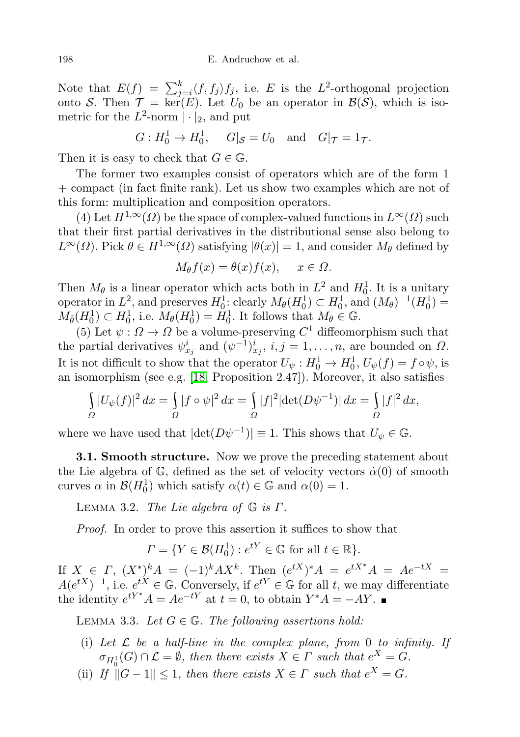Note that $E(f) = \sum_{j=i}^{k} \langle f, f_j \rangle f_j$, i.e. $E$ is the $L^2$-orthogonal projection onto $\mathcal{S}$. Then $\mathcal{T} = \ker(E)$. Let $U_0$ be an operator in $\mathcal{B}(\mathcal{S})$, which is isometric for the $L^2$-norm $|\cdot|_2$, and put

$$G : H_0^1 \to H_0^1, \quad G|_{\mathcal{S}} = U_0 \quad \text{and} \quad G|_{\mathcal{T}} = 1_{\mathcal{T}}.$$

Then it is easy to check that $G \in \mathbb{G}$.

The former two examples consist of operators which are of the form 1 + compact (in fact finite rank). Let us show two examples which are not of this form: multiplication and composition operators.

(4) Let $H^{1,\infty}(\Omega)$ be the space of complex-valued functions in $L^\infty(\Omega)$ such that their first partial derivatives in the distributional sense also belong to $L^\infty(\Omega)$. Pick $\theta \in H^{1,\infty}(\Omega)$ satisfying $|\theta(x)| = 1$, and consider $M_\theta$ defined by

$$M_\theta f(x) = \theta(x) f(x), \quad x \in \Omega.$$

Then $M_\theta$ is a linear operator which acts both in $L^2$ and $H_0^1$. It is a unitary operator in $L^2$, and preserves $H_0^1$: clearly $M_\theta(H_0^1) \subset H_0^1$, and $(M_\theta)^{-1}(H_0^1) = M_{\bar\theta}(H_0^1) \subset H_0^1$, i.e. $M_\theta(H_0^1) = H_0^1$. It follows that $M_\theta \in \mathbb{G}$.

(5) Let $\psi : \Omega \to \Omega$ be a volume-preserving $C^1$ diffeomorphism such that the partial derivatives $\psi^i_{x_j}$ and $(\psi^{-1})^i_{x_j}$, $i, j = 1, \ldots, n$, are bounded on $\Omega$. It is not difficult to show that the operator $U_\psi : H_0^1 \to H_0^1$, $U_\psi(f) = f \circ \psi$, is an isomorphism (see e.g. [18, Proposition 2.47]). Moreover, it also satisfies

$$\int_\Omega |U_\psi(f)|^2 \, dx = \int_\Omega |f \circ \psi|^2 \, dx = \int_\Omega |f|^2 |\det(D\psi^{-1})| \, dx = \int_\Omega |f|^2 \, dx,$$

where we have used that $|\det(D\psi^{-1})| \equiv 1$. This shows that $U_\psi \in \mathbb{G}$.

**3.1. Smooth structure.** Now we prove the preceding statement about the Lie algebra of $\mathbb{G}$, defined as the set of velocity vectors $\dot\alpha(0)$ of smooth curves $\alpha$ in $\mathcal{B}(H_0^1)$ which satisfy $\alpha(t) \in \mathbb{G}$ and $\alpha(0) = 1$.

LEMMA 3.2. *The Lie algebra of $\mathbb{G}$ is $\Gamma$.*

*Proof.* In order to prove this assertion it suffices to show that

$$\Gamma = \{Y \in \mathcal{B}(H_0^1) : e^{tY} \in \mathbb{G} \text{ for all } t \in \mathbb{R}\}.$$

If $X \in \Gamma$, $(X^*)^k A = (-1)^k A X^k$. Then $(e^{tX})^* A = e^{tX^*} A = A e^{-tX} = A (e^{tX})^{-1}$, i.e. $e^{tX} \in \mathbb{G}$. Conversely, if $e^{tY} \in \mathbb{G}$ for all $t$, we may differentiate the identity $e^{tY^*} A = A e^{-tY}$ at $t = 0$, to obtain $Y^* A = -AY$. ∎

LEMMA 3.3. *Let $G \in \mathbb{G}$. The following assertions hold:*

(i) *Let $\mathcal{L}$ be a half-line in the complex plane, from 0 to infinity. If $\sigma_{H_0^1}(G) \cap \mathcal{L} = \emptyset$, then there exists $X \in \Gamma$ such that $e^X = G$.*

(ii) *If $\|G - 1\| \le 1$, then there exists $X \in \Gamma$ such that $e^X = G$.*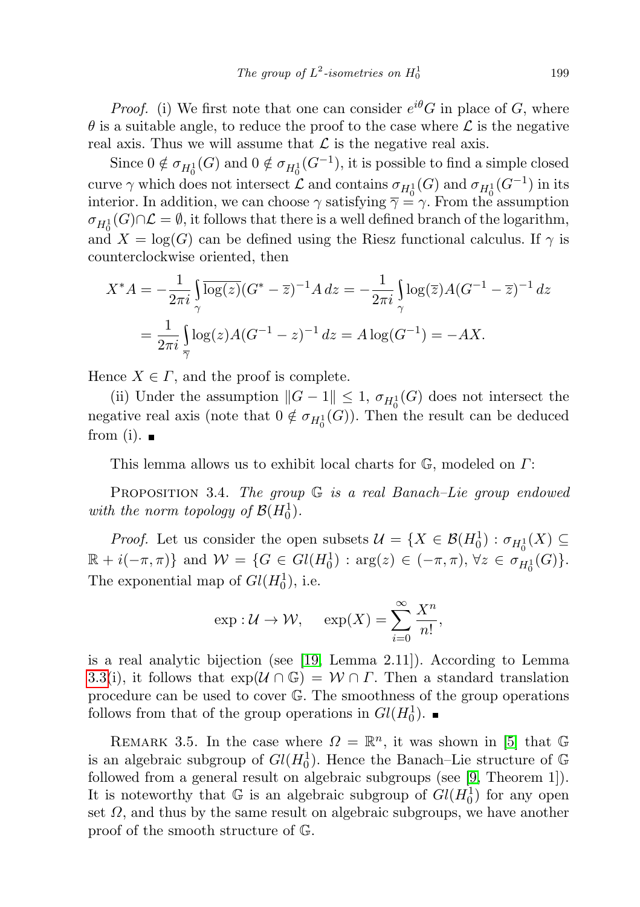*Proof.* (i) We first note that one can consider $e^{i\theta}G$ in place of $G$, where $\theta$ is a suitable angle, to reduce the proof to the case where $\mathcal{L}$ is the negative real axis. Thus we will assume that $\mathcal{L}$ is the negative real axis.

Since $0 \notin \sigma_{H_0^1}(G)$ and $0 \notin \sigma_{H_0^1}(G^{-1})$, it is possible to find a simple closed curve $\gamma$ which does not intersect $\mathcal{L}$ and contains $\sigma_{H_0^1}(G)$ and $\sigma_{H_0^1}(G^{-1})$ in its interior. In addition, we can choose $\gamma$ satisfying $\overline{\gamma} = \gamma$. From the assumption $\sigma_{H_0^1}(G) \cap \mathcal{L} = \emptyset$, it follows that there is a well defined branch of the logarithm, and $X = \log(G)$ can be defined using the Riesz functional calculus. If $\gamma$ is counterclockwise oriented, then

$$X^*A = -\frac{1}{2\pi i}\int_\gamma \overline{\log(z)}(G^* - \overline{z})^{-1}A\,dz = -\frac{1}{2\pi i}\int_\gamma \log(\overline{z})A(G^{-1} - \overline{z})^{-1}\,dz$$

$$= \frac{1}{2\pi i}\int_{\overline{\gamma}} \log(z)A(G^{-1} - z)^{-1}\,dz = A\log(G^{-1}) = -AX.$$

Hence $X \in \Gamma$, and the proof is complete.

(ii) Under the assumption $\|G - 1\| \leq 1$, $\sigma_{H_0^1}(G)$ does not intersect the negative real axis (note that $0 \notin \sigma_{H_0^1}(G)$). Then the result can be deduced from (i). ∎

This lemma allows us to exhibit local charts for $\mathbb{G}$, modeled on $\Gamma$:

Proposition 3.4. *The group $\mathbb{G}$ is a real Banach–Lie group endowed with the norm topology of $\mathcal{B}(H_0^1)$.*

*Proof.* Let us consider the open subsets $\mathcal{U} = \{X \in \mathcal{B}(H_0^1) : \sigma_{H_0^1}(X) \subseteq \mathbb{R} + i(-\pi, \pi)\}$ and $\mathcal{W} = \{G \in Gl(H_0^1) : \arg(z) \in (-\pi, \pi), \forall z \in \sigma_{H_0^1}(G)\}$. The exponential map of $Gl(H_0^1)$, i.e.

$$\exp : \mathcal{U} \to \mathcal{W}, \quad \exp(X) = \sum_{i=0}^{\infty} \frac{X^n}{n!},$$

is a real analytic bijection (see [19, Lemma 2.11]). According to Lemma 3.3(i), it follows that $\exp(\mathcal{U} \cap \mathbb{G}) = \mathcal{W} \cap \Gamma$. Then a standard translation procedure can be used to cover $\mathbb{G}$. The smoothness of the group operations follows from that of the group operations in $Gl(H_0^1)$. ∎

Remark 3.5. In the case where $\Omega = \mathbb{R}^n$, it was shown in [5] that $\mathbb{G}$ is an algebraic subgroup of $Gl(H_0^1)$. Hence the Banach–Lie structure of $\mathbb{G}$ followed from a general result on algebraic subgroups (see [9, Theorem 1]). It is noteworthy that $\mathbb{G}$ is an algebraic subgroup of $Gl(H_0^1)$ for any open set $\Omega$, and thus by the same result on algebraic subgroups, we have another proof of the smooth structure of $\mathbb{G}$.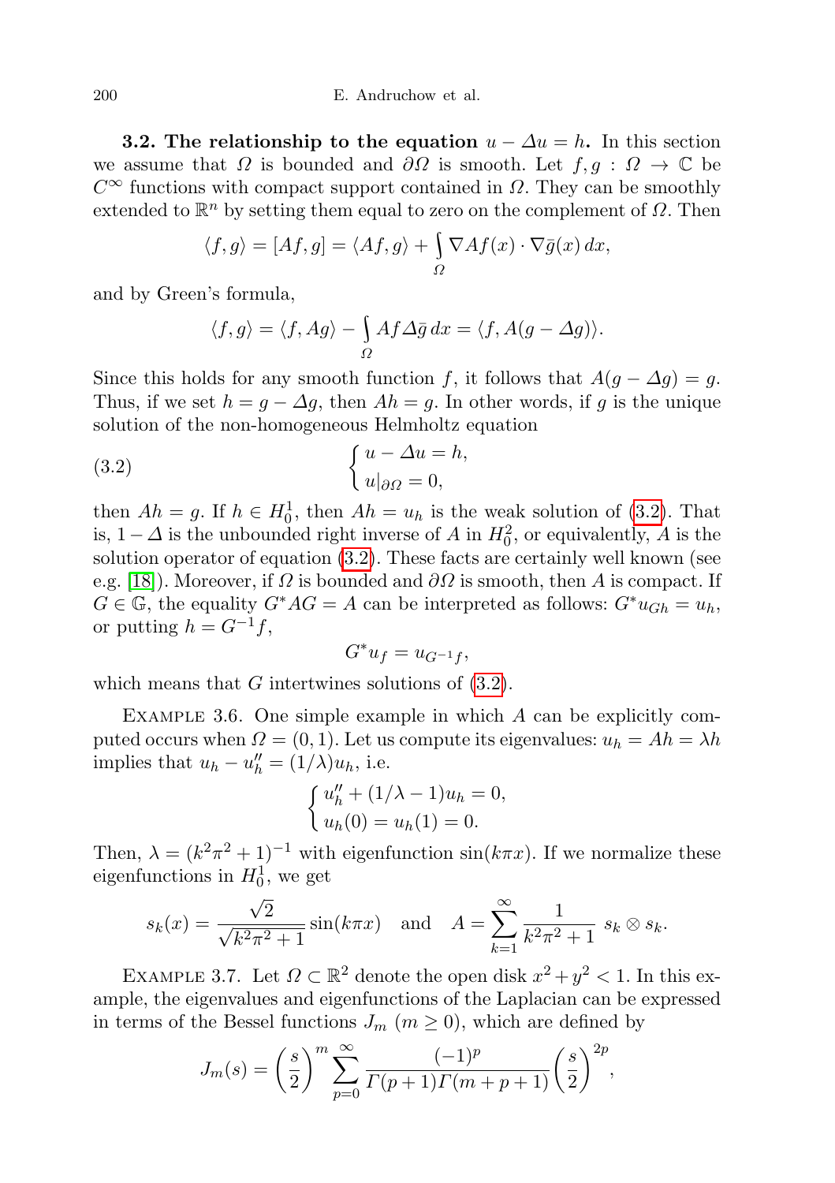**3.2. The relationship to the equation $u - \Delta u = h$.** In this section we assume that $\Omega$ is bounded and $\partial\Omega$ is smooth. Let $f, g : \Omega \to \mathbb{C}$ be $C^\infty$ functions with compact support contained in $\Omega$. They can be smoothly extended to $\mathbb{R}^n$ by setting them equal to zero on the complement of $\Omega$. Then

$$\langle f, g\rangle = [Af, g] = \langle Af, g\rangle + \int_\Omega \nabla Af(x) \cdot \nabla \bar{g}(x)\, dx,$$

and by Green's formula,

$$\langle f, g\rangle = \langle f, Ag\rangle - \int_\Omega Af \Delta \bar{g}\, dx = \langle f, A(g - \Delta g)\rangle.$$

Since this holds for any smooth function $f$, it follows that $A(g - \Delta g) = g$. Thus, if we set $h = g - \Delta g$, then $Ah = g$. In other words, if $g$ is the unique solution of the non-homogeneous Helmholtz equation

$$\begin{cases} u - \Delta u = h, \\ u|_{\partial\Omega} = 0, \end{cases} \tag{3.2}$$

then $Ah = g$. If $h \in H_0^1$, then $Ah = u_h$ is the weak solution of (3.2). That is, $1 - \Delta$ is the unbounded right inverse of $A$ in $H_0^2$, or equivalently, $A$ is the solution operator of equation (3.2). These facts are certainly well known (see e.g. [18]). Moreover, if $\Omega$ is bounded and $\partial\Omega$ is smooth, then $A$ is compact. If $G \in \mathbb{G}$, the equality $G^*AG = A$ can be interpreted as follows: $G^* u_{Gh} = u_h$, or putting $h = G^{-1}f$,

$$G^* u_f = u_{G^{-1}f},$$

which means that $G$ intertwines solutions of (3.2).

Example 3.6. One simple example in which $A$ can be explicitly computed occurs when $\Omega = (0, 1)$. Let us compute its eigenvalues: $u_h = Ah = \lambda h$ implies that $u_h - u_h'' = (1/\lambda)u_h$, i.e.

$$\begin{cases} u_h'' + (1/\lambda - 1)u_h = 0, \\ u_h(0) = u_h(1) = 0. \end{cases}$$

Then, $\lambda = (k^2\pi^2 + 1)^{-1}$ with eigenfunction $\sin(k\pi x)$. If we normalize these eigenfunctions in $H_0^1$, we get

$$s_k(x) = \frac{\sqrt{2}}{\sqrt{k^2\pi^2 + 1}} \sin(k\pi x) \quad \text{and} \quad A = \sum_{k=1}^{\infty} \frac{1}{k^2\pi^2 + 1}\; s_k \otimes s_k.$$

Example 3.7. Let $\Omega \subset \mathbb{R}^2$ denote the open disk $x^2 + y^2 < 1$. In this example, the eigenvalues and eigenfunctions of the Laplacian can be expressed in terms of the Bessel functions $J_m$ ($m \geq 0$), which are defined by

$$J_m(s) = \left(\frac{s}{2}\right)^m \sum_{p=0}^{\infty} \frac{(-1)^p}{\Gamma(p+1)\Gamma(m+p+1)} \left(\frac{s}{2}\right)^{2p},$$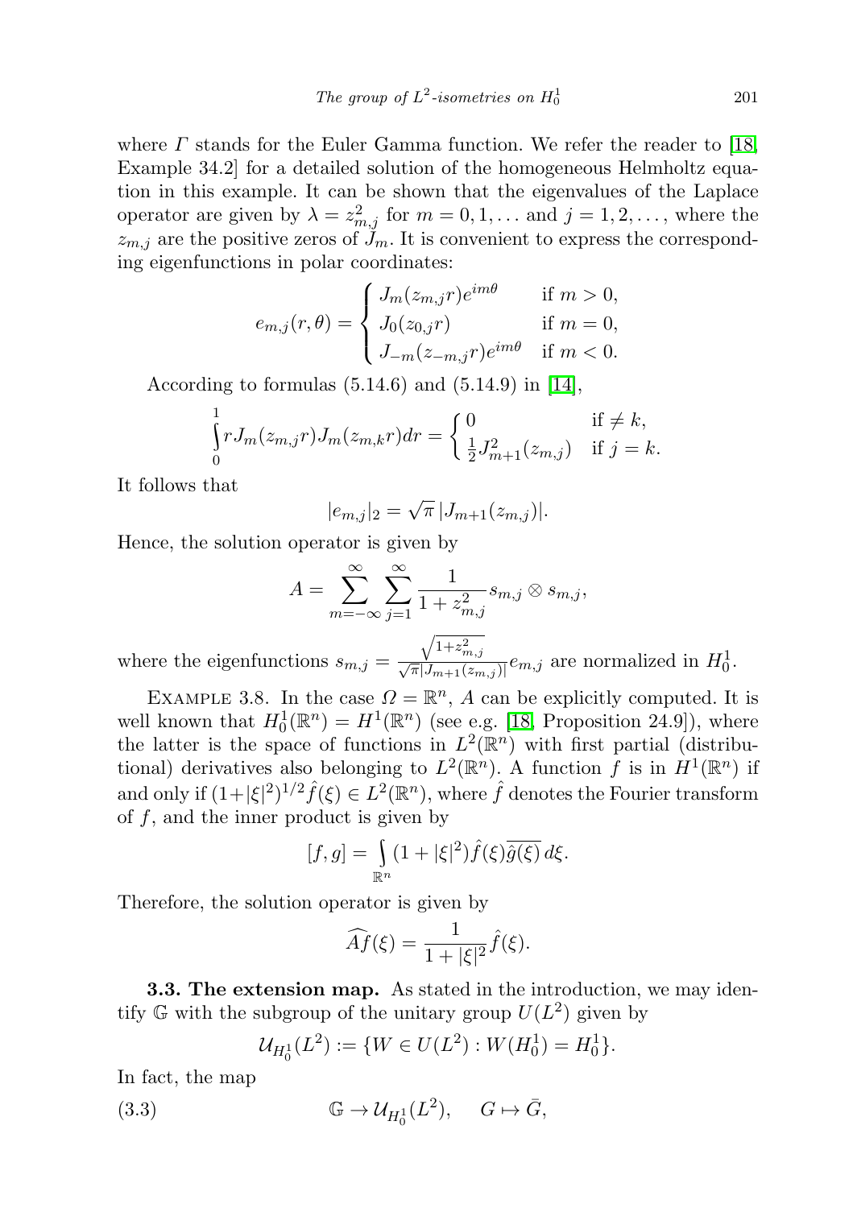where $\Gamma$ stands for the Euler Gamma function. We refer the reader to [18, Example 34.2] for a detailed solution of the homogeneous Helmholtz equation in this example. It can be shown that the eigenvalues of the Laplace operator are given by $\lambda = z_{m,j}^2$ for $m = 0, 1, \dots$ and $j = 1, 2, \dots$, where the $z_{m,j}$ are the positive zeros of $J_m$. It is convenient to express the corresponding eigenfunctions in polar coordinates:

$$e_{m,j}(r,\theta) = \begin{cases} J_m(z_{m,j}r)e^{im\theta} & \text{if } m > 0, \\ J_0(z_{0,j}r) & \text{if } m = 0, \\ J_{-m}(z_{-m,j}r)e^{im\theta} & \text{if } m < 0. \end{cases}$$

According to formulas (5.14.6) and (5.14.9) in [14],

$$\int_0^1 r J_m(z_{m,j}r) J_m(z_{m,k}r)\,dr = \begin{cases} 0 & \text{if } \neq k, \\ \frac{1}{2} J_{m+1}^2(z_{m,j}) & \text{if } j = k. \end{cases}$$

It follows that

$$|e_{m,j}|_2 = \sqrt{\pi}\,|J_{m+1}(z_{m,j})|.$$

Hence, the solution operator is given by

$$A = \sum_{m=-\infty}^{\infty} \sum_{j=1}^{\infty} \frac{1}{1 + z_{m,j}^2} s_{m,j} \otimes s_{m,j},$$

where the eigenfunctions $s_{m,j} = \frac{\sqrt{1+z_{m,j}^2}}{\sqrt{\pi}|J_{m+1}(z_{m,j})|} e_{m,j}$ are normalized in $H_0^1$.

Example 3.8. In the case $\Omega = \mathbb{R}^n$, $A$ can be explicitly computed. It is well known that $H_0^1(\mathbb{R}^n) = H^1(\mathbb{R}^n)$ (see e.g. [18, Proposition 24.9]), where the latter is the space of functions in $L^2(\mathbb{R}^n)$ with first partial (distributional) derivatives also belonging to $L^2(\mathbb{R}^n)$. A function $f$ is in $H^1(\mathbb{R}^n)$ if and only if $(1+|\xi|^2)^{1/2}\hat{f}(\xi) \in L^2(\mathbb{R}^n)$, where $\hat{f}$ denotes the Fourier transform of $f$, and the inner product is given by

$$[f, g] = \int_{\mathbb{R}^n} (1 + |\xi|^2)\hat{f}(\xi)\overline{\hat{g}(\xi)}\,d\xi.$$

Therefore, the solution operator is given by

$$\widehat{Af}(\xi) = \frac{1}{1 + |\xi|^2}\hat{f}(\xi).$$

**3.3. The extension map.** As stated in the introduction, we may identify $\mathbb{G}$ with the subgroup of the unitary group $U(L^2)$ given by

$$\mathcal{U}_{H_0^1}(L^2) := \{W \in U(L^2) : W(H_0^1) = H_0^1\}.$$

In fact, the map

$$\mathbb{G} \to \mathcal{U}_{H_0^1}(L^2), \quad G \mapsto \bar{G}, \tag{3.3}$$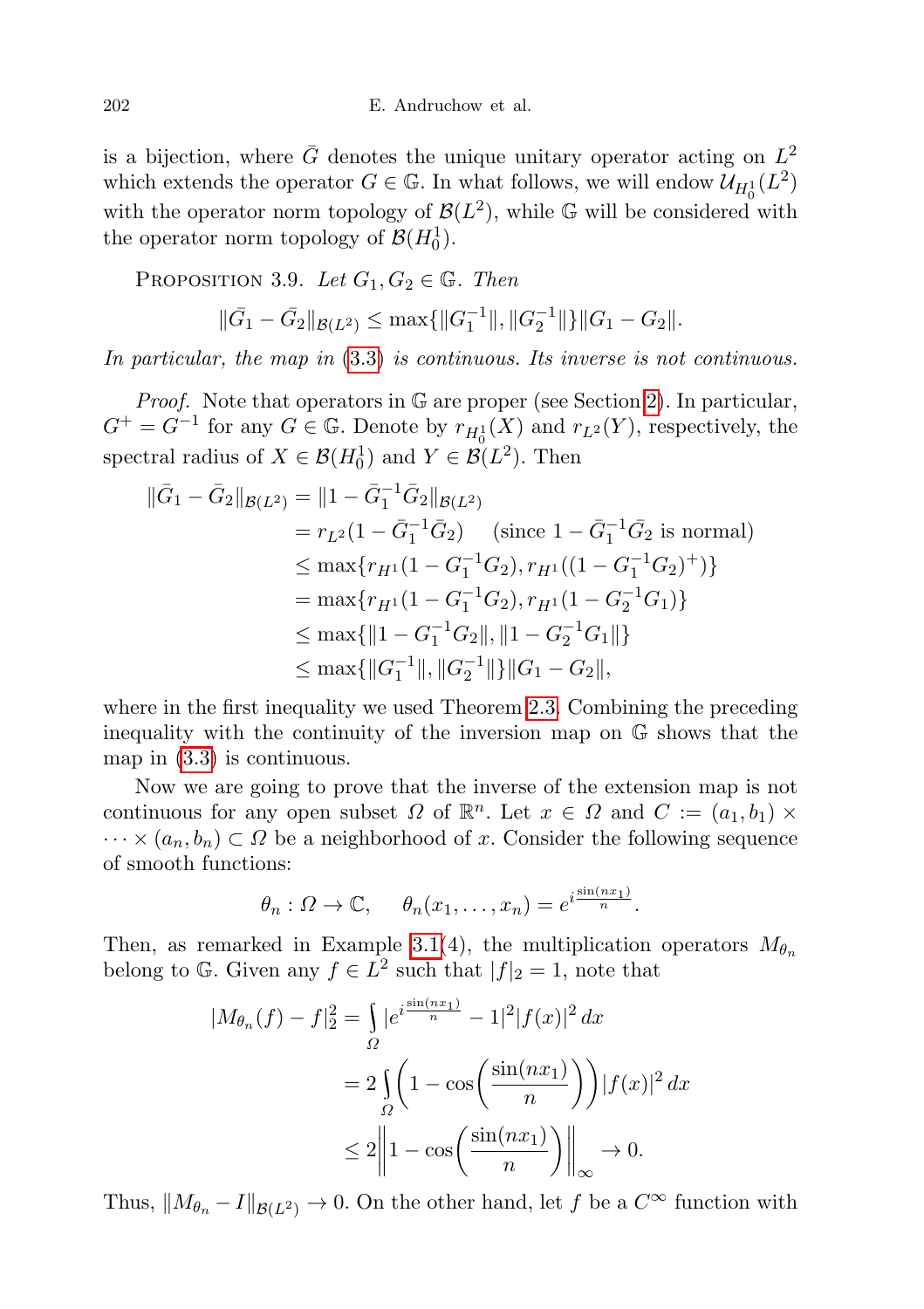is a bijection, where $\bar{G}$ denotes the unique unitary operator acting on $L^2$ which extends the operator $G \in \mathbb{G}$. In what follows, we will endow $\mathcal{U}_{H_0^1}(L^2)$ with the operator norm topology of $\mathcal{B}(L^2)$, while $\mathbb{G}$ will be considered with the operator norm topology of $\mathcal{B}(H_0^1)$.

PROPOSITION 3.9. *Let $G_1, G_2 \in \mathbb{G}$. Then*

$$\|\bar{G_1} - \bar{G_2}\|_{\mathcal{B}(L^2)} \le \max\{\|G_1^{-1}\|, \|G_2^{-1}\|\}\|G_1 - G_2\|.$$

*In particular, the map in* (3.3) *is continuous. Its inverse is not continuous.*

*Proof.* Note that operators in $\mathbb{G}$ are proper (see Section 2). In particular, $G^+ = G^{-1}$ for any $G \in \mathbb{G}$. Denote by $r_{H_0^1}(X)$ and $r_{L^2}(Y)$, respectively, the spectral radius of $X \in \mathcal{B}(H_0^1)$ and $Y \in \mathcal{B}(L^2)$. Then

$$\begin{aligned}
\|\bar{G_1} - \bar{G_2}\|_{\mathcal{B}(L^2)} &= \|1 - \bar{G}_1^{-1}\bar{G}_2\|_{\mathcal{B}(L^2)} \\
&= r_{L^2}(1 - \bar{G}_1^{-1}\bar{G}_2) \quad \text{(since } 1 - \bar{G}_1^{-1}\bar{G}_2 \text{ is normal)} \\
&\le \max\{r_{H^1}(1 - G_1^{-1}G_2), r_{H^1}((1 - G_1^{-1}G_2)^+)\} \\
&= \max\{r_{H^1}(1 - G_1^{-1}G_2), r_{H^1}(1 - G_2^{-1}G_1)\} \\
&\le \max\{\|1 - G_1^{-1}G_2\|, \|1 - G_2^{-1}G_1\|\} \\
&\le \max\{\|G_1^{-1}\|, \|G_2^{-1}\|\}\|G_1 - G_2\|,
\end{aligned}$$

where in the first inequality we used Theorem 2.3. Combining the preceding inequality with the continuity of the inversion map on $\mathbb{G}$ shows that the map in (3.3) is continuous.

Now we are going to prove that the inverse of the extension map is not continuous for any open subset $\Omega$ of $\mathbb{R}^n$. Let $x \in \Omega$ and $C := (a_1, b_1) \times \cdots \times (a_n, b_n) \subset \Omega$ be a neighborhood of $x$. Consider the following sequence of smooth functions:

$$\theta_n : \Omega \to \mathbb{C}, \quad \theta_n(x_1, \ldots, x_n) = e^{i\frac{\sin(nx_1)}{n}}.$$

Then, as remarked in Example 3.1(4), the multiplication operators $M_{\theta_n}$ belong to $\mathbb{G}$. Given any $f \in L^2$ such that $|f|_2 = 1$, note that

$$\begin{aligned}
|M_{\theta_n}(f) - f|_2^2 &= \int_\Omega |e^{i\frac{\sin(nx_1)}{n}} - 1|^2 |f(x)|^2\, dx \\
&= 2\int_\Omega \left(1 - \cos\left(\frac{\sin(nx_1)}{n}\right)\right)|f(x)|^2\, dx \\
&\le 2\left\|1 - \cos\left(\frac{\sin(nx_1)}{n}\right)\right\|_\infty \to 0.
\end{aligned}$$

Thus, $\|M_{\theta_n} - I\|_{\mathcal{B}(L^2)} \to 0$. On the other hand, let $f$ be a $C^\infty$ function with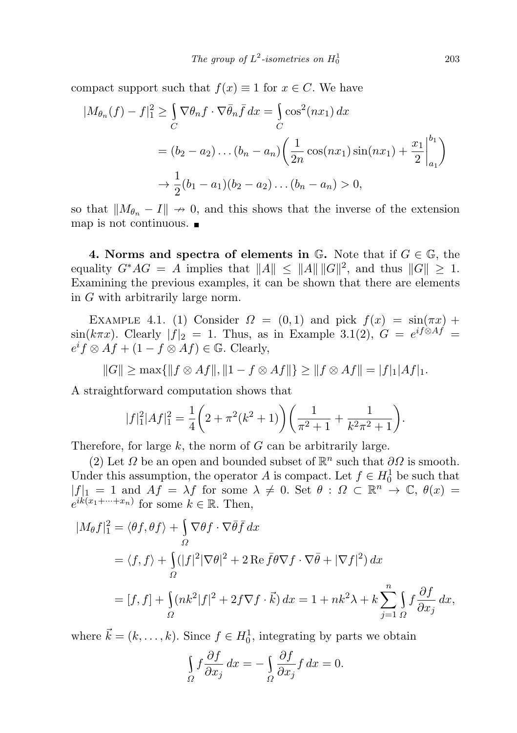compact support such that $f(x) \equiv 1$ for $x \in C$. We have

$$
\begin{aligned}
|M_{\theta_n}(f) - f|_1^2 &\geq \int_C \nabla\theta_n f \cdot \nabla\bar{\theta}_n \bar{f}\, dx = \int_C \cos^2(nx_1)\, dx \\
&= (b_2 - a_2)\ldots(b_n - a_n)\bigg(\frac{1}{2n}\cos(nx_1)\sin(nx_1) + \frac{x_1}{2}\bigg|_{a_1}^{b_1}\bigg) \\
&\to \frac{1}{2}(b_1 - a_1)(b_2 - a_2)\ldots(b_n - a_n) > 0,
\end{aligned}
$$

so that $\|M_{\theta_n} - I\| \nrightarrow 0$, and this shows that the inverse of the extension map is not continuous. ∎

**4. Norms and spectra of elements in $\mathbb{G}$.** Note that if $G \in \mathbb{G}$, the equality $G^*AG = A$ implies that $\|A\| \leq \|A\|\,\|G\|^2$, and thus $\|G\| \geq 1$. Examining the previous examples, it can be shown that there are elements in $G$ with arbitrarily large norm.

Example 4.1. (1) Consider $\Omega = (0,1)$ and pick $f(x) = \sin(\pi x) + \sin(k\pi x)$. Clearly $|f|_2 = 1$. Thus, as in Example 3.1(2), $G = e^{if\otimes Af} = e^i f\otimes Af + (1 - f\otimes Af) \in \mathbb{G}$. Clearly,

$$
\|G\| \geq \max\{\|f\otimes Af\|, \|1 - f\otimes Af\|\} \geq \|f\otimes Af\| = |f|_1 |Af|_1.
$$

A straightforward computation shows that

$$
|f|_1^2 |Af|_1^2 = \frac{1}{4}\bigg(2 + \pi^2(k^2+1)\bigg)\bigg(\frac{1}{\pi^2+1} + \frac{1}{k^2\pi^2+1}\bigg).
$$

Therefore, for large $k$, the norm of $G$ can be arbitrarily large.

(2) Let $\Omega$ be an open and bounded subset of $\mathbb{R}^n$ such that $\partial\Omega$ is smooth. Under this assumption, the operator $A$ is compact. Let $f \in H_0^1$ be such that $|f|_1 = 1$ and $Af = \lambda f$ for some $\lambda \neq 0$. Set $\theta : \Omega \subset \mathbb{R}^n \to \mathbb{C}$, $\theta(x) = e^{ik(x_1+\cdots+x_n)}$ for some $k \in \mathbb{R}$. Then,

$$
\begin{aligned}
|M_\theta f|_1^2 &= \langle \theta f, \theta f\rangle + \int_\Omega \nabla\theta f \cdot \nabla\bar{\theta}\bar{f}\, dx \\
&= \langle f, f\rangle + \int_\Omega (|f|^2|\nabla\theta|^2 + 2\,\mathrm{Re}\,\bar{f}\theta\nabla f \cdot \nabla\bar{\theta} + |\nabla f|^2)\, dx \\
&= [f,f] + \int_\Omega (nk^2|f|^2 + 2f\nabla f \cdot \vec{k})\, dx = 1 + nk^2\lambda + k\sum_{j=1}^n \int_\Omega f\frac{\partial f}{\partial x_j}\, dx,
\end{aligned}
$$

where $\vec{k} = (k,\ldots,k)$. Since $f \in H_0^1$, integrating by parts we obtain

$$
\int_\Omega f\frac{\partial f}{\partial x_j}\, dx = -\int_\Omega \frac{\partial f}{\partial x_j} f\, dx = 0.
$$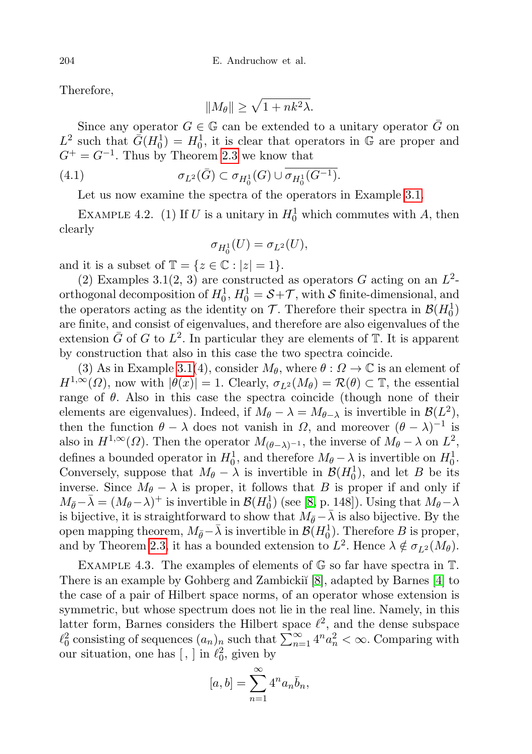Therefore,

$$\|M_\theta\| \geq \sqrt{1 + nk^2\lambda}.$$

Since any operator $G \in \mathbb{G}$ can be extended to a unitary operator $\bar{G}$ on $L^2$ such that $\bar{G}(H_0^1) = H_0^1$, it is clear that operators in $\mathbb{G}$ are proper and $G^+ = G^{-1}$. Thus by Theorem 2.3 we know that

$$\sigma_{L^2}(\bar{G}) \subset \sigma_{H_0^1}(G) \cup \overline{\sigma_{H_0^1}(G^{-1})}. \tag{4.1}$$

Let us now examine the spectra of the operators in Example 3.1.

Example 4.2. (1) If $U$ is a unitary in $H_0^1$ which commutes with $A$, then clearly

$$\sigma_{H_0^1}(U) = \sigma_{L^2}(U),$$

and it is a subset of $\mathbb{T} = \{z \in \mathbb{C} : |z| = 1\}$.

(2) Examples 3.1(2, 3) are constructed as operators $G$ acting on an $L^2$-orthogonal decomposition of $H_0^1$, $H_0^1 = \mathcal{S} \dotplus \mathcal{T}$, with $\mathcal{S}$ finite-dimensional, and the operators acting as the identity on $\mathcal{T}$. Therefore their spectra in $\mathcal{B}(H_0^1)$ are finite, and consist of eigenvalues, and therefore are also eigenvalues of the extension $\bar{G}$ of $G$ to $L^2$. In particular they are elements of $\mathbb{T}$. It is apparent by construction that also in this case the two spectra coincide.

(3) As in Example 3.1(4), consider $M_\theta$, where $\theta : \Omega \to \mathbb{C}$ is an element of $H^{1,\infty}(\Omega)$, now with $|\theta(x)| = 1$. Clearly, $\sigma_{L^2}(M_\theta) = \mathcal{R}(\theta) \subset \mathbb{T}$, the essential range of $\theta$. Also in this case the spectra coincide (though none of their elements are eigenvalues). Indeed, if $M_\theta - \lambda = M_{\theta - \lambda}$ is invertible in $\mathcal{B}(L^2)$, then the function $\theta - \lambda$ does not vanish in $\Omega$, and moreover $(\theta - \lambda)^{-1}$ is also in $H^{1,\infty}(\Omega)$. Then the operator $M_{(\theta-\lambda)^{-1}}$, the inverse of $M_\theta - \lambda$ on $L^2$, defines a bounded operator in $H_0^1$, and therefore $M_\theta - \lambda$ is invertible on $H_0^1$. Conversely, suppose that $M_\theta - \lambda$ is invertible in $\mathcal{B}(H_0^1)$, and let $B$ be its inverse. Since $M_\theta - \lambda$ is proper, it follows that $B$ is proper if and only if $M_{\bar{\theta}} - \bar{\lambda} = (M_\theta - \lambda)^+$ is invertible in $\mathcal{B}(H_0^1)$ (see [8, p. 148]). Using that $M_\theta - \lambda$ is bijective, it is straightforward to show that $M_{\bar{\theta}} - \bar{\lambda}$ is also bijective. By the open mapping theorem, $M_{\bar{\theta}} - \bar{\lambda}$ is invertible in $\mathcal{B}(H_0^1)$. Therefore $B$ is proper, and by Theorem 2.3, it has a bounded extension to $L^2$. Hence $\lambda \notin \sigma_{L^2}(M_\theta)$.

Example 4.3. The examples of elements of $\mathbb{G}$ so far have spectra in $\mathbb{T}$. There is an example by Gohberg and Zambickiĭ [8], adapted by Barnes [4] to the case of a pair of Hilbert space norms, of an operator whose extension is symmetric, but whose spectrum does not lie in the real line. Namely, in this latter form, Barnes considers the Hilbert space $\ell^2$, and the dense subspace $\ell^2_0$ consisting of sequences $(a_n)_n$ such that $\sum_{n=1}^\infty 4^n a_n^2 < \infty$. Comparing with our situation, one has $[\ ,\ ]$ in $\ell^2_0$, given by

$$[a, b] = \sum_{n=1}^\infty 4^n a_n \bar{b}_n,$$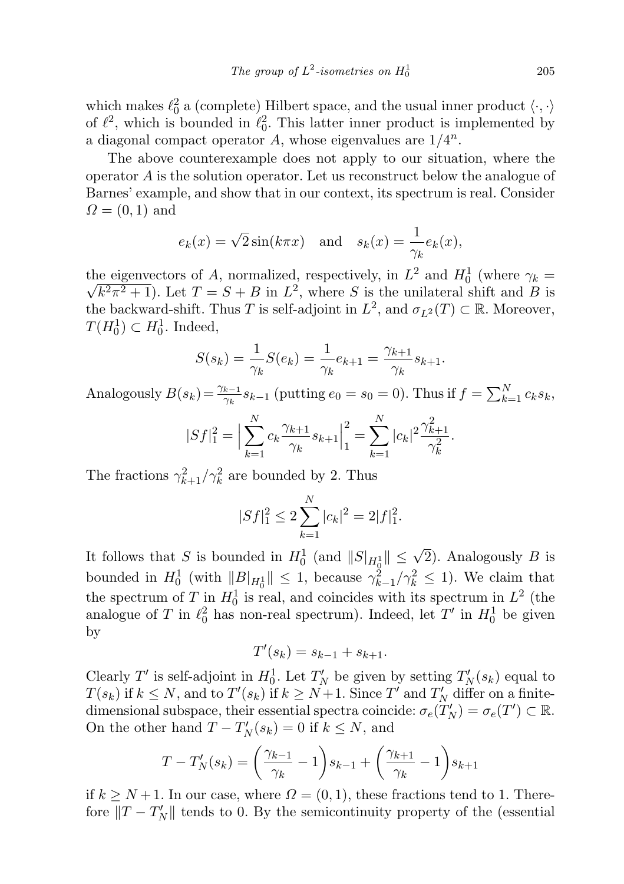which makes $\ell_0^2$ a (complete) Hilbert space, and the usual inner product $\langle\cdot,\cdot\rangle$ of $\ell^2$, which is bounded in $\ell_0^2$. This latter inner product is implemented by a diagonal compact operator $A$, whose eigenvalues are $1/4^n$.

The above counterexample does not apply to our situation, where the operator $A$ is the solution operator. Let us reconstruct below the analogue of Barnes' example, and show that in our context, its spectrum is real. Consider $\Omega = (0,1)$ and

$$e_k(x) = \sqrt{2}\sin(k\pi x) \quad \text{and} \quad s_k(x) = \frac{1}{\gamma_k} e_k(x),$$

the eigenvectors of $A$, normalized, respectively, in $L^2$ and $H_0^1$ (where $\gamma_k = \sqrt{k^2\pi^2+1}$). Let $T = S + B$ in $L^2$, where $S$ is the unilateral shift and $B$ is the backward-shift. Thus $T$ is self-adjoint in $L^2$, and $\sigma_{L^2}(T) \subset \mathbb{R}$. Moreover, $T(H_0^1) \subset H_0^1$. Indeed,

$$S(s_k) = \frac{1}{\gamma_k} S(e_k) = \frac{1}{\gamma_k} e_{k+1} = \frac{\gamma_{k+1}}{\gamma_k} s_{k+1}.$$

Analogously $B(s_k) = \frac{\gamma_{k-1}}{\gamma_k} s_{k-1}$ (putting $e_0 = s_0 = 0$). Thus if $f = \sum_{k=1}^N c_k s_k$,

$$|Sf|_1^2 = \Big|\sum_{k=1}^N c_k \frac{\gamma_{k+1}}{\gamma_k} s_{k+1}\Big|_1^2 = \sum_{k=1}^N |c_k|^2 \frac{\gamma_{k+1}^2}{\gamma_k^2}.$$

The fractions $\gamma_{k+1}^2/\gamma_k^2$ are bounded by 2. Thus

$$|Sf|_1^2 \le 2\sum_{k=1}^N |c_k|^2 = 2|f|_1^2.$$

It follows that $S$ is bounded in $H_0^1$ (and $\|S|_{H_0^1}\| \le \sqrt{2}$). Analogously $B$ is bounded in $H_0^1$ (with $\|B|_{H_0^1}\| \le 1$, because $\gamma_{k-1}^2/\gamma_k^2 \le 1$). We claim that the spectrum of $T$ in $H_0^1$ is real, and coincides with its spectrum in $L^2$ (the analogue of $T$ in $\ell_0^2$ has non-real spectrum). Indeed, let $T'$ in $H_0^1$ be given by

$$T'(s_k) = s_{k-1} + s_{k+1}.$$

Clearly $T'$ is self-adjoint in $H_0^1$. Let $T'_N$ be given by setting $T'_N(s_k)$ equal to $T(s_k)$ if $k \le N$, and to $T'(s_k)$ if $k \ge N+1$. Since $T'$ and $T'_N$ differ on a finite-dimensional subspace, their essential spectra coincide: $\sigma_e(T'_N) = \sigma_e(T') \subset \mathbb{R}$. On the other hand $T - T'_N(s_k) = 0$ if $k \le N$, and

$$T - T'_N(s_k) = \left(\frac{\gamma_{k-1}}{\gamma_k} - 1\right)s_{k-1} + \left(\frac{\gamma_{k+1}}{\gamma_k} - 1\right)s_{k+1}$$

if $k \ge N+1$. In our case, where $\Omega = (0,1)$, these fractions tend to 1. Therefore $\|T - T'_N\|$ tends to 0. By the semicontinuity property of the (essential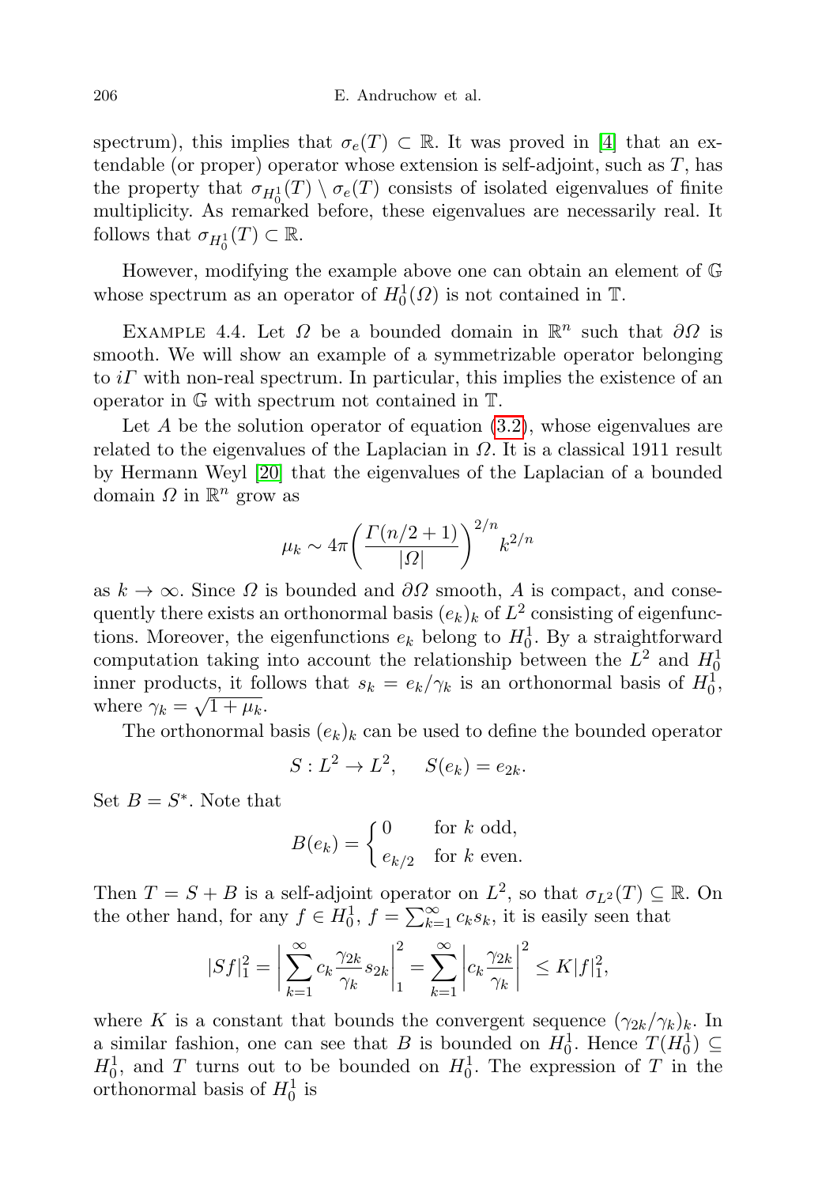spectrum), this implies that $\sigma_e(T) \subset \mathbb{R}$. It was proved in [4] that an extendable (or proper) operator whose extension is self-adjoint, such as $T$, has the property that $\sigma_{H_0^1}(T) \setminus \sigma_e(T)$ consists of isolated eigenvalues of finite multiplicity. As remarked before, these eigenvalues are necessarily real. It follows that $\sigma_{H_0^1}(T) \subset \mathbb{R}$.

However, modifying the example above one can obtain an element of $\mathbb{G}$ whose spectrum as an operator of $H_0^1(\Omega)$ is not contained in $\mathbb{T}$.

Example 4.4. Let $\Omega$ be a bounded domain in $\mathbb{R}^n$ such that $\partial\Omega$ is smooth. We will show an example of a symmetrizable operator belonging to $i\Gamma$ with non-real spectrum. In particular, this implies the existence of an operator in $\mathbb{G}$ with spectrum not contained in $\mathbb{T}$.

Let $A$ be the solution operator of equation (3.2), whose eigenvalues are related to the eigenvalues of the Laplacian in $\Omega$. It is a classical 1911 result by Hermann Weyl [20] that the eigenvalues of the Laplacian of a bounded domain $\Omega$ in $\mathbb{R}^n$ grow as

$$\mu_k \sim 4\pi\left(\frac{\Gamma(n/2+1)}{|\Omega|}\right)^{2/n} k^{2/n}$$

as $k \to \infty$. Since $\Omega$ is bounded and $\partial\Omega$ smooth, $A$ is compact, and consequently there exists an orthonormal basis $(e_k)_k$ of $L^2$ consisting of eigenfunctions. Moreover, the eigenfunctions $e_k$ belong to $H_0^1$. By a straightforward computation taking into account the relationship between the $L^2$ and $H_0^1$ inner products, it follows that $s_k = e_k/\gamma_k$ is an orthonormal basis of $H_0^1$, where $\gamma_k = \sqrt{1+\mu_k}$.

The orthonormal basis $(e_k)_k$ can be used to define the bounded operator

$$S : L^2 \to L^2, \qquad S(e_k) = e_{2k}.$$

Set $B = S^*$. Note that

$$B(e_k) = \begin{cases} 0 & \text{for } k \text{ odd,} \\ e_{k/2} & \text{for } k \text{ even.} \end{cases}$$

Then $T = S + B$ is a self-adjoint operator on $L^2$, so that $\sigma_{L^2}(T) \subseteq \mathbb{R}$. On the other hand, for any $f \in H_0^1$, $f = \sum_{k=1}^{\infty} c_k s_k$, it is easily seen that

$$|Sf|_1^2 = \left|\sum_{k=1}^{\infty} c_k \frac{\gamma_{2k}}{\gamma_k} s_{2k}\right|_1^2 = \sum_{k=1}^{\infty} \left|c_k \frac{\gamma_{2k}}{\gamma_k}\right|^2 \le K|f|_1^2,$$

where $K$ is a constant that bounds the convergent sequence $(\gamma_{2k}/\gamma_k)_k$. In a similar fashion, one can see that $B$ is bounded on $H_0^1$. Hence $T(H_0^1) \subseteq H_0^1$, and $T$ turns out to be bounded on $H_0^1$. The expression of $T$ in the orthonormal basis of $H_0^1$ is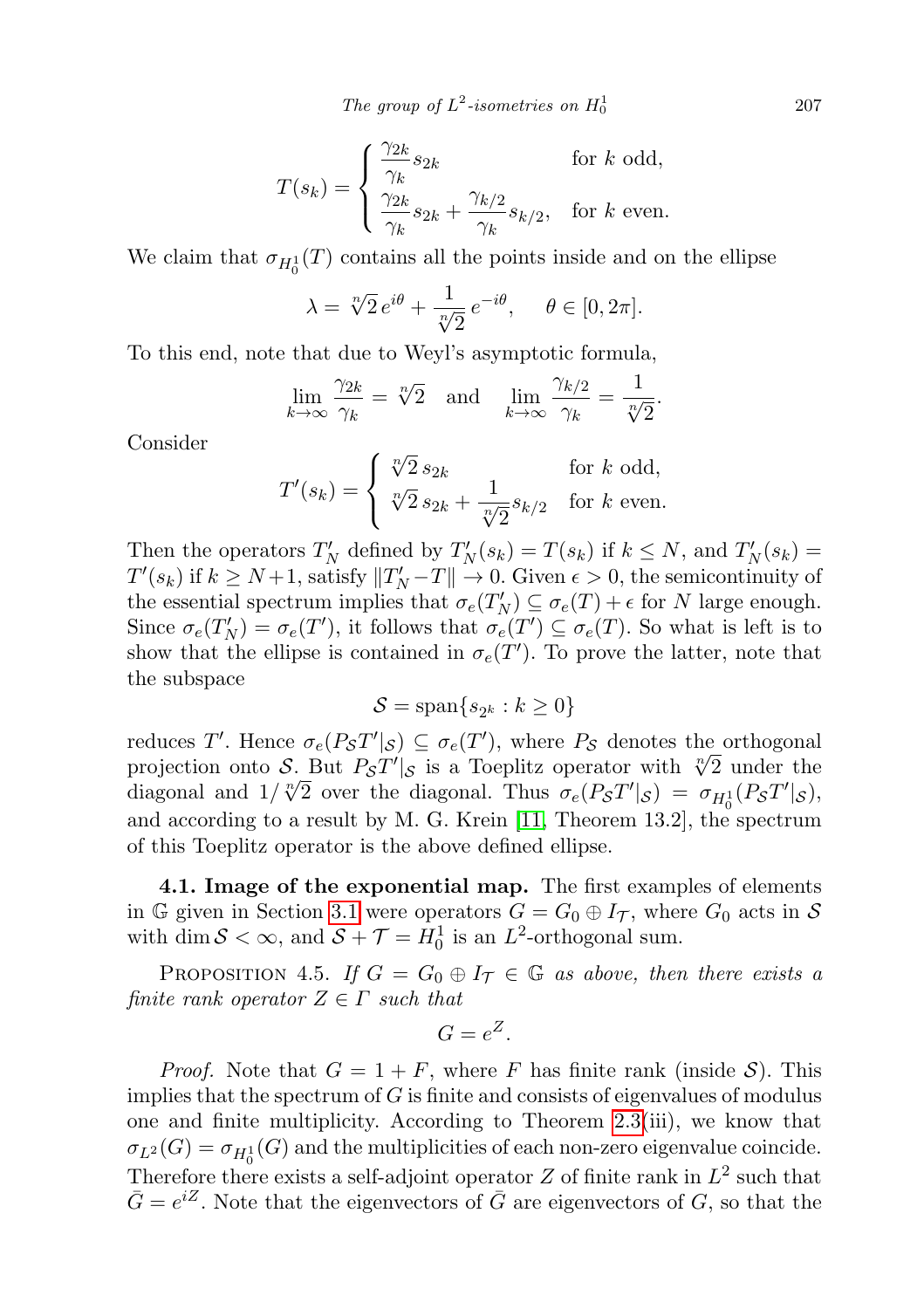$$T(s_k) = \begin{cases} \dfrac{\gamma_{2k}}{\gamma_k} s_{2k} & \text{for } k \text{ odd,} \\ \dfrac{\gamma_{2k}}{\gamma_k} s_{2k} + \dfrac{\gamma_{k/2}}{\gamma_k} s_{k/2}, & \text{for } k \text{ even.} \end{cases}$$

We claim that $\sigma_{H_0^1}(T)$ contains all the points inside and on the ellipse

$$\lambda = \sqrt[n]{2}\, e^{i\theta} + \frac{1}{\sqrt[n]{2}}\, e^{-i\theta}, \quad \theta \in [0, 2\pi].$$

To this end, note that due to Weyl's asymptotic formula,

$$\lim_{k\to\infty} \frac{\gamma_{2k}}{\gamma_k} = \sqrt[n]{2} \quad \text{and} \quad \lim_{k\to\infty} \frac{\gamma_{k/2}}{\gamma_k} = \frac{1}{\sqrt[n]{2}}.$$

Consider

$$T'(s_k) = \begin{cases} \sqrt[n]{2}\, s_{2k} & \text{for } k \text{ odd,} \\ \sqrt[n]{2}\, s_{2k} + \dfrac{1}{\sqrt[n]{2}} s_{k/2} & \text{for } k \text{ even.} \end{cases}$$

Then the operators $T'_N$ defined by $T'_N(s_k) = T(s_k)$ if $k \le N$, and $T'_N(s_k) = T'(s_k)$ if $k \ge N+1$, satisfy $\|T'_N - T\| \to 0$. Given $\epsilon > 0$, the semicontinuity of the essential spectrum implies that $\sigma_e(T'_N) \subseteq \sigma_e(T) + \epsilon$ for $N$ large enough. Since $\sigma_e(T'_N) = \sigma_e(T')$, it follows that $\sigma_e(T') \subseteq \sigma_e(T)$. So what is left is to show that the ellipse is contained in $\sigma_e(T')$. To prove the latter, note that the subspace

$$\mathcal{S} = \operatorname{span}\{s_{2^k} : k \ge 0\}$$

reduces $T'$. Hence $\sigma_e(P_{\mathcal{S}} T'|_{\mathcal{S}}) \subseteq \sigma_e(T')$, where $P_{\mathcal{S}}$ denotes the orthogonal projection onto $\mathcal{S}$. But $P_{\mathcal{S}} T'|_{\mathcal{S}}$ is a Toeplitz operator with $\sqrt[n]{2}$ under the diagonal and $1/\sqrt[n]{2}$ over the diagonal. Thus $\sigma_e(P_{\mathcal{S}} T'|_{\mathcal{S}}) = \sigma_{H_0^1}(P_{\mathcal{S}} T'|_{\mathcal{S}})$, and according to a result by M. G. Krein [11, Theorem 13.2], the spectrum of this Toeplitz operator is the above defined ellipse.

**4.1. Image of the exponential map.** The first examples of elements in $\mathbb{G}$ given in Section 3.1 were operators $G = G_0 \oplus I_{\mathcal{T}}$, where $G_0$ acts in $\mathcal{S}$ with $\dim \mathcal{S} < \infty$, and $\mathcal{S} + \mathcal{T} = H_0^1$ is an $L^2$-orthogonal sum.

PROPOSITION 4.5. *If $G = G_0 \oplus I_{\mathcal{T}} \in \mathbb{G}$ as above, then there exists a finite rank operator $Z \in \Gamma$ such that*

$$G = e^Z.$$

*Proof.* Note that $G = 1 + F$, where $F$ has finite rank (inside $\mathcal{S}$). This implies that the spectrum of $G$ is finite and consists of eigenvalues of modulus one and finite multiplicity. According to Theorem 2.3(iii), we know that $\sigma_{L^2}(G) = \sigma_{H_0^1}(G)$ and the multiplicities of each non-zero eigenvalue coincide. Therefore there exists a self-adjoint operator $Z$ of finite rank in $L^2$ such that $\bar{G} = e^{iZ}$. Note that the eigenvectors of $\bar{G}$ are eigenvectors of $G$, so that the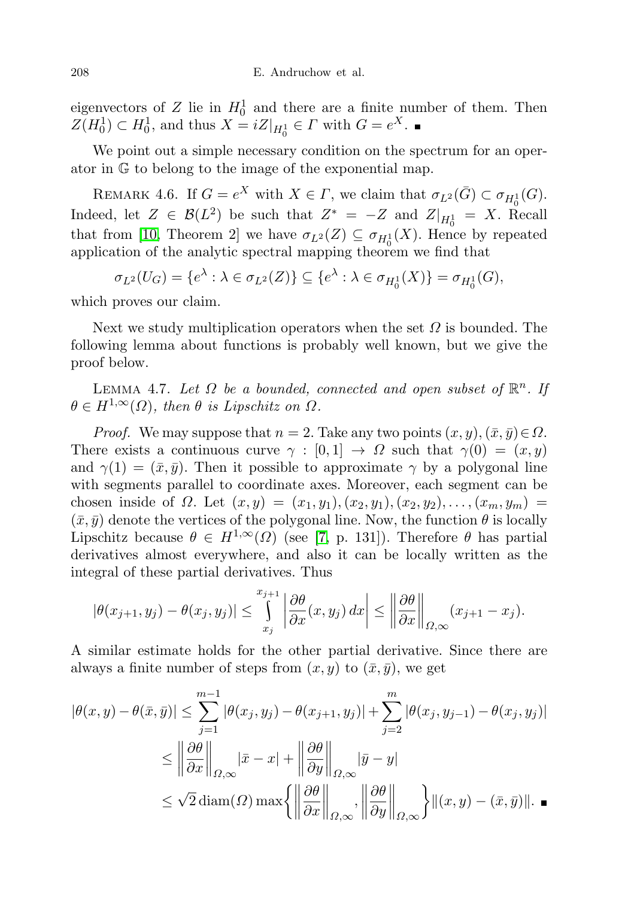eigenvectors of $Z$ lie in $H_0^1$ and there are a finite number of them. Then $Z(H_0^1) \subset H_0^1$, and thus $X = iZ|_{H_0^1} \in \Gamma$ with $G = e^X$. ■

We point out a simple necessary condition on the spectrum for an operator in $\mathbb{G}$ to belong to the image of the exponential map.

Remark 4.6. If $G = e^X$ with $X \in \Gamma$, we claim that $\sigma_{L^2}(\bar{G}) \subset \sigma_{H_0^1}(G)$. Indeed, let $Z \in \mathcal{B}(L^2)$ be such that $Z^* = -Z$ and $Z|_{H_0^1} = X$. Recall that from [10, Theorem 2] we have $\sigma_{L^2}(Z) \subseteq \sigma_{H_0^1}(X)$. Hence by repeated application of the analytic spectral mapping theorem we find that

$$\sigma_{L^2}(U_G) = \{e^\lambda : \lambda \in \sigma_{L^2}(Z)\} \subseteq \{e^\lambda : \lambda \in \sigma_{H_0^1}(X)\} = \sigma_{H_0^1}(G),$$

which proves our claim.

Next we study multiplication operators when the set $\Omega$ is bounded. The following lemma about functions is probably well known, but we give the proof below.

Lemma 4.7. *Let $\Omega$ be a bounded, connected and open subset of $\mathbb{R}^n$. If $\theta \in H^{1,\infty}(\Omega)$, then $\theta$ is Lipschitz on $\Omega$.*

*Proof.* We may suppose that $n = 2$. Take any two points $(x, y), (\bar{x}, \bar{y}) \in \Omega$. There exists a continuous curve $\gamma : [0, 1] \to \Omega$ such that $\gamma(0) = (x, y)$ and $\gamma(1) = (\bar{x}, \bar{y})$. Then it possible to approximate $\gamma$ by a polygonal line with segments parallel to coordinate axes. Moreover, each segment can be chosen inside of $\Omega$. Let $(x, y) = (x_1, y_1), (x_2, y_1), (x_2, y_2), \ldots, (x_m, y_m) = (\bar{x}, \bar{y})$ denote the vertices of the polygonal line. Now, the function $\theta$ is locally Lipschitz because $\theta \in H^{1,\infty}(\Omega)$ (see [7, p. 131]). Therefore $\theta$ has partial derivatives almost everywhere, and also it can be locally written as the integral of these partial derivatives. Thus

$$|\theta(x_{j+1}, y_j) - \theta(x_j, y_j)| \leq \int_{x_j}^{x_{j+1}} \left| \frac{\partial \theta}{\partial x}(x, y_j)\, dx \right| \leq \left\| \frac{\partial \theta}{\partial x} \right\|_{\Omega,\infty} (x_{j+1} - x_j).$$

A similar estimate holds for the other partial derivative. Since there are always a finite number of steps from $(x, y)$ to $(\bar{x}, \bar{y})$, we get

$$\begin{aligned}
|\theta(x, y) - \theta(\bar{x}, \bar{y})| &\leq \sum_{j=1}^{m-1} |\theta(x_j, y_j) - \theta(x_{j+1}, y_j)| + \sum_{j=2}^{m} |\theta(x_j, y_{j-1}) - \theta(x_j, y_j)| \\
&\leq \left\| \frac{\partial \theta}{\partial x} \right\|_{\Omega,\infty} |\bar{x} - x| + \left\| \frac{\partial \theta}{\partial y} \right\|_{\Omega,\infty} |\bar{y} - y| \\
&\leq \sqrt{2}\, \mathrm{diam}(\Omega) \max\left\{ \left\| \frac{\partial \theta}{\partial x} \right\|_{\Omega,\infty}, \left\| \frac{\partial \theta}{\partial y} \right\|_{\Omega,\infty} \right\} \|(x, y) - (\bar{x}, \bar{y})\|. \ \blacksquare
\end{aligned}$$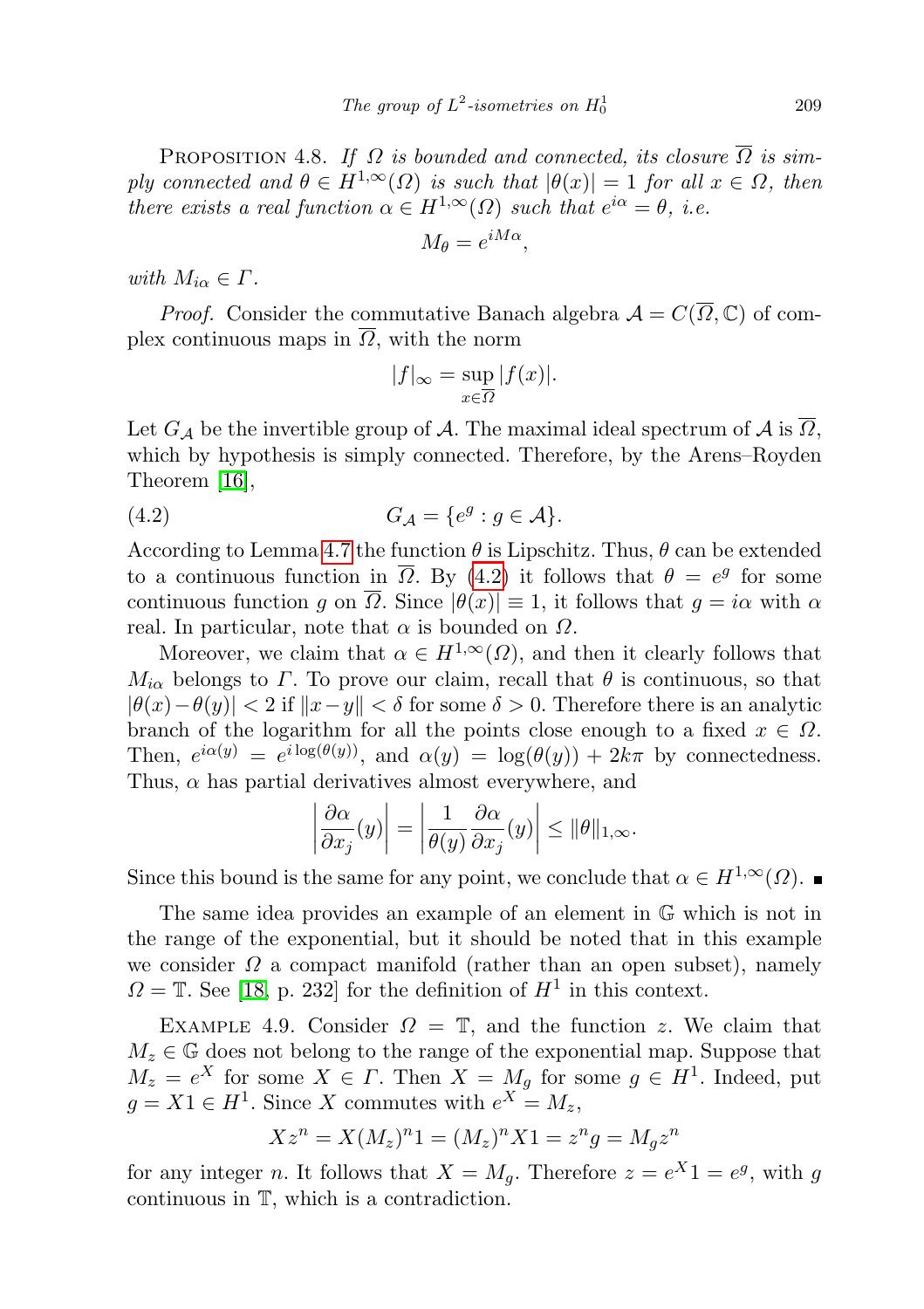PROPOSITION 4.8. *If $\Omega$ is bounded and connected, its closure $\overline{\Omega}$ is simply connected and $\theta \in H^{1,\infty}(\Omega)$ is such that $|\theta(x)| = 1$ for all $x \in \Omega$, then there exists a real function $\alpha \in H^{1,\infty}(\Omega)$ such that $e^{i\alpha} = \theta$, i.e.*

$$M_\theta = e^{iM\alpha},$$

*with $M_{i\alpha} \in \Gamma$.*

*Proof.* Consider the commutative Banach algebra $\mathcal{A} = C(\overline{\Omega}, \mathbb{C})$ of complex continuous maps in $\overline{\Omega}$, with the norm

$$|f|_\infty = \sup_{x \in \overline{\Omega}} |f(x)|.$$

Let $G_{\mathcal{A}}$ be the invertible group of $\mathcal{A}$. The maximal ideal spectrum of $\mathcal{A}$ is $\overline{\Omega}$, which by hypothesis is simply connected. Therefore, by the Arens–Royden Theorem [16],

$$G_{\mathcal{A}} = \{e^g : g \in \mathcal{A}\}. \tag{4.2}$$

According to Lemma 4.7 the function $\theta$ is Lipschitz. Thus, $\theta$ can be extended to a continuous function in $\overline{\Omega}$. By (4.2) it follows that $\theta = e^g$ for some continuous function $g$ on $\overline{\Omega}$. Since $|\theta(x)| \equiv 1$, it follows that $g = i\alpha$ with $\alpha$ real. In particular, note that $\alpha$ is bounded on $\Omega$.

Moreover, we claim that $\alpha \in H^{1,\infty}(\Omega)$, and then it clearly follows that $M_{i\alpha}$ belongs to $\Gamma$. To prove our claim, recall that $\theta$ is continuous, so that $|\theta(x) - \theta(y)| < 2$ if $\|x - y\| < \delta$ for some $\delta > 0$. Therefore there is an analytic branch of the logarithm for all the points close enough to a fixed $x \in \Omega$. Then, $e^{i\alpha(y)} = e^{i\log(\theta(y))}$, and $\alpha(y) = \log(\theta(y)) + 2k\pi$ by connectedness. Thus, $\alpha$ has partial derivatives almost everywhere, and

$$\left|\frac{\partial \alpha}{\partial x_j}(y)\right| = \left|\frac{1}{\theta(y)} \frac{\partial \alpha}{\partial x_j}(y)\right| \leq \|\theta\|_{1,\infty}.$$

Since this bound is the same for any point, we conclude that $\alpha \in H^{1,\infty}(\Omega)$. ∎

The same idea provides an example of an element in $\mathbb{G}$ which is not in the range of the exponential, but it should be noted that in this example we consider $\Omega$ a compact manifold (rather than an open subset), namely $\Omega = \mathbb{T}$. See [18, p. 232] for the definition of $H^1$ in this context.

EXAMPLE 4.9. Consider $\Omega = \mathbb{T}$, and the function $z$. We claim that $M_z \in \mathbb{G}$ does not belong to the range of the exponential map. Suppose that $M_z = e^X$ for some $X \in \Gamma$. Then $X = M_g$ for some $g \in H^1$. Indeed, put $g = X1 \in H^1$. Since $X$ commutes with $e^X = M_z$,

$$Xz^n = X(M_z)^n 1 = (M_z)^n X1 = z^n g = M_g z^n$$

for any integer $n$. It follows that $X = M_g$. Therefore $z = e^X 1 = e^g$, with $g$ continuous in $\mathbb{T}$, which is a contradiction.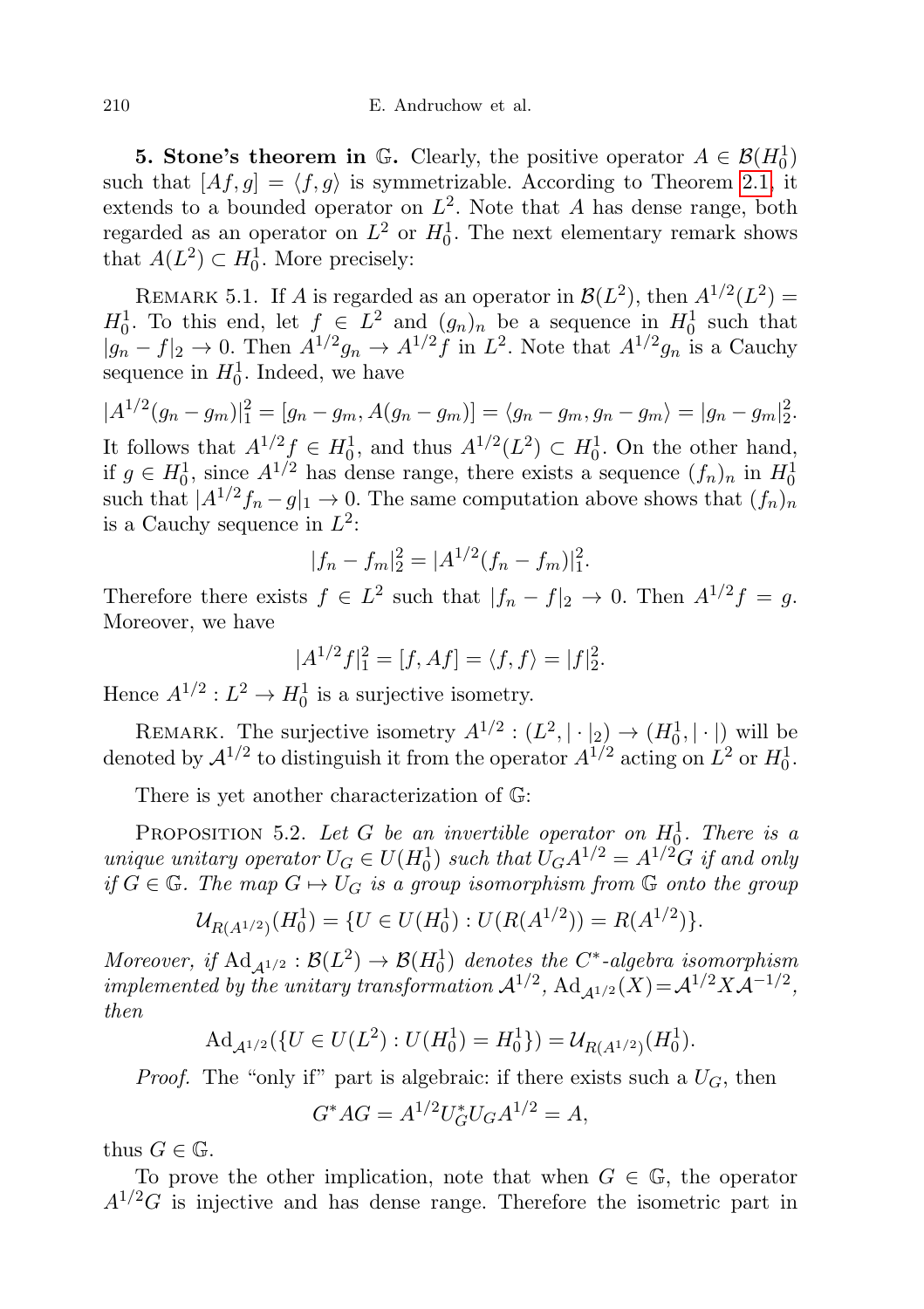**5. Stone's theorem in $\mathbb{G}$.** Clearly, the positive operator $A \in \mathcal{B}(H_0^1)$ such that $[Af, g] = \langle f, g\rangle$ is symmetrizable. According to Theorem 2.1, it extends to a bounded operator on $L^2$. Note that $A$ has dense range, both regarded as an operator on $L^2$ or $H_0^1$. The next elementary remark shows that $A(L^2) \subset H_0^1$. More precisely:

REMARK 5.1. If $A$ is regarded as an operator in $\mathcal{B}(L^2)$, then $A^{1/2}(L^2) = H_0^1$. To this end, let $f \in L^2$ and $(g_n)_n$ be a sequence in $H_0^1$ such that $|g_n - f|_2 \to 0$. Then $A^{1/2}g_n \to A^{1/2}f$ in $L^2$. Note that $A^{1/2}g_n$ is a Cauchy sequence in $H_0^1$. Indeed, we have

$$|A^{1/2}(g_n - g_m)|_1^2 = [g_n - g_m, A(g_n - g_m)] = \langle g_n - g_m, g_n - g_m\rangle = |g_n - g_m|_2^2.$$

It follows that $A^{1/2}f \in H_0^1$, and thus $A^{1/2}(L^2) \subset H_0^1$. On the other hand, if $g \in H_0^1$, since $A^{1/2}$ has dense range, there exists a sequence $(f_n)_n$ in $H_0^1$ such that $|A^{1/2}f_n - g|_1 \to 0$. The same computation above shows that $(f_n)_n$ is a Cauchy sequence in $L^2$:

$$|f_n - f_m|_2^2 = |A^{1/2}(f_n - f_m)|_1^2.$$

Therefore there exists $f \in L^2$ such that $|f_n - f|_2 \to 0$. Then $A^{1/2}f = g$. Moreover, we have

$$|A^{1/2}f|_1^2 = [f, Af] = \langle f, f\rangle = |f|_2^2.$$

Hence $A^{1/2} : L^2 \to H_0^1$ is a surjective isometry.

REMARK. The surjective isometry $A^{1/2} : (L^2, |\cdot|_2) \to (H_0^1, |\cdot|)$ will be denoted by $\mathcal{A}^{1/2}$ to distinguish it from the operator $A^{1/2}$ acting on $L^2$ or $H_0^1$.

There is yet another characterization of $\mathbb{G}$:

PROPOSITION 5.2. *Let $G$ be an invertible operator on $H_0^1$. There is a unique unitary operator $U_G \in U(H_0^1)$ such that $U_G A^{1/2} = A^{1/2}G$ if and only if $G \in \mathbb{G}$. The map $G \mapsto U_G$ is a group isomorphism from $\mathbb{G}$ onto the group*

$$\mathcal{U}_{R(A^{1/2})}(H_0^1) = \{U \in U(H_0^1) : U(R(A^{1/2})) = R(A^{1/2})\}.$$

*Moreover, if $\mathrm{Ad}_{\mathcal{A}^{1/2}} : \mathcal{B}(L^2) \to \mathcal{B}(H_0^1)$ denotes the $C^*$-algebra isomorphism implemented by the unitary transformation $\mathcal{A}^{1/2}$, $\mathrm{Ad}_{\mathcal{A}^{1/2}}(X) = \mathcal{A}^{1/2}X\mathcal{A}^{-1/2}$, then*

$$\mathrm{Ad}_{\mathcal{A}^{1/2}}(\{U \in U(L^2) : U(H_0^1) = H_0^1\}) = \mathcal{U}_{R(A^{1/2})}(H_0^1).$$

*Proof.* The "only if" part is algebraic: if there exists such a $U_G$, then

$$G^*AG = A^{1/2}U_G^*U_GA^{1/2} = A,$$

thus $G \in \mathbb{G}$.

To prove the other implication, note that when $G \in \mathbb{G}$, the operator $A^{1/2}G$ is injective and has dense range. Therefore the isometric part in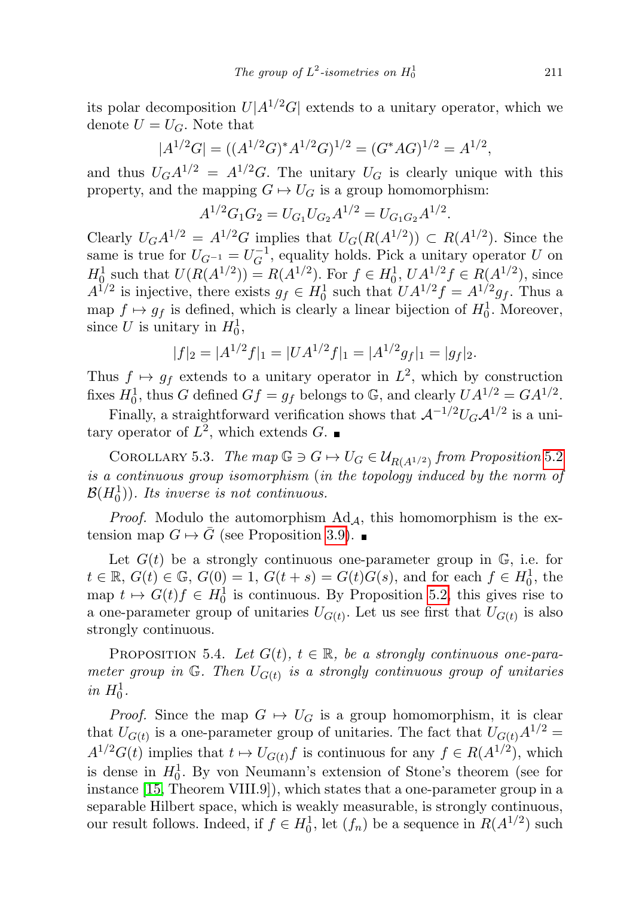its polar decomposition $U|A^{1/2}G|$ extends to a unitary operator, which we denote $U = U_G$. Note that

$$|A^{1/2}G| = ((A^{1/2}G)^*A^{1/2}G)^{1/2} = (G^*AG)^{1/2} = A^{1/2},$$

and thus $U_G A^{1/2} = A^{1/2}G$. The unitary $U_G$ is clearly unique with this property, and the mapping $G \mapsto U_G$ is a group homomorphism:

$$A^{1/2}G_1G_2 = U_{G_1}U_{G_2}A^{1/2} = U_{G_1G_2}A^{1/2}.$$

Clearly $U_G A^{1/2} = A^{1/2}G$ implies that $U_G(R(A^{1/2})) \subset R(A^{1/2})$. Since the same is true for $U_{G^{-1}} = U_G^{-1}$, equality holds. Pick a unitary operator $U$ on $H_0^1$ such that $U(R(A^{1/2})) = R(A^{1/2})$. For $f \in H_0^1$, $UA^{1/2}f \in R(A^{1/2})$, since $A^{1/2}$ is injective, there exists $g_f \in H_0^1$ such that $UA^{1/2}f = A^{1/2}g_f$. Thus a map $f \mapsto g_f$ is defined, which is clearly a linear bijection of $H_0^1$. Moreover, since $U$ is unitary in $H_0^1$,

$$|f|_2 = |A^{1/2}f|_1 = |UA^{1/2}f|_1 = |A^{1/2}g_f|_1 = |g_f|_2.$$

Thus $f \mapsto g_f$ extends to a unitary operator in $L^2$, which by construction fixes $H_0^1$, thus $G$ defined $Gf = g_f$ belongs to $\mathbb{G}$, and clearly $UA^{1/2} = GA^{1/2}$.

Finally, a straightforward verification shows that $\mathcal{A}^{-1/2}U_G\mathcal{A}^{1/2}$ is a unitary operator of $L^2$, which extends $G$. ■

Corollary 5.3. *The map $\mathbb{G} \ni G \mapsto U_G \in \mathcal{U}_{R(A^{1/2})}$ from Proposition 5.2 is a continuous group isomorphism (in the topology induced by the norm of $\mathcal{B}(H_0^1)$). Its inverse is not continuous.*

*Proof.* Modulo the automorphism $\mathrm{Ad}_{\mathcal{A}}$, this homomorphism is the extension map $G \mapsto \tilde{G}$ (see Proposition 3.9). ■

Let $G(t)$ be a strongly continuous one-parameter group in $\mathbb{G}$, i.e. for $t \in \mathbb{R}$, $G(t) \in \mathbb{G}$, $G(0) = 1$, $G(t+s) = G(t)G(s)$, and for each $f \in H_0^1$, the map $t \mapsto G(t)f \in H_0^1$ is continuous. By Proposition 5.2, this gives rise to a one-parameter group of unitaries $U_{G(t)}$. Let us see first that $U_{G(t)}$ is also strongly continuous.

Proposition 5.4. *Let $G(t)$, $t \in \mathbb{R}$, be a strongly continuous one-parameter group in $\mathbb{G}$. Then $U_{G(t)}$ is a strongly continuous group of unitaries in $H_0^1$.*

*Proof.* Since the map $G \mapsto U_G$ is a group homomorphism, it is clear that $U_{G(t)}$ is a one-parameter group of unitaries. The fact that $U_{G(t)}A^{1/2} = A^{1/2}G(t)$ implies that $t \mapsto U_{G(t)}f$ is continuous for any $f \in R(A^{1/2})$, which is dense in $H_0^1$. By von Neumann's extension of Stone's theorem (see for instance [15, Theorem VIII.9]), which states that a one-parameter group in a separable Hilbert space, which is weakly measurable, is strongly continuous, our result follows. Indeed, if $f \in H_0^1$, let $(f_n)$ be a sequence in $R(A^{1/2})$ such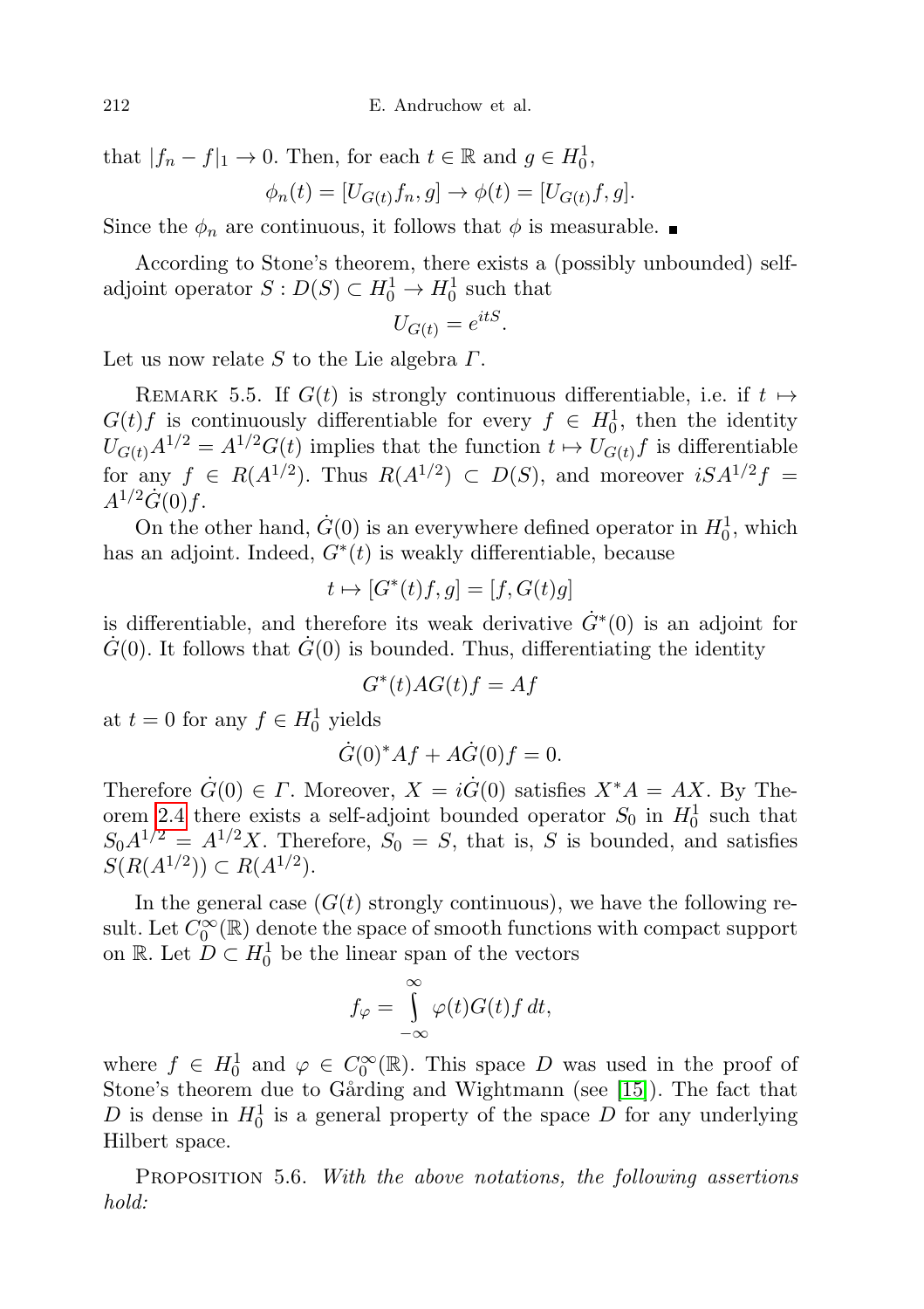that $|f_n - f|_1 \to 0$. Then, for each $t \in \mathbb{R}$ and $g \in H_0^1$,

$$\phi_n(t) = [U_{G(t)} f_n, g] \to \phi(t) = [U_{G(t)} f, g].$$

Since the $\phi_n$ are continuous, it follows that $\phi$ is measurable. ■

According to Stone's theorem, there exists a (possibly unbounded) self-adjoint operator $S : D(S) \subset H_0^1 \to H_0^1$ such that

$$U_{G(t)} = e^{itS}.$$

Let us now relate $S$ to the Lie algebra $\Gamma$.

Remark 5.5. If $G(t)$ is strongly continuous differentiable, i.e. if $t \mapsto G(t)f$ is continuously differentiable for every $f \in H_0^1$, then the identity $U_{G(t)} A^{1/2} = A^{1/2} G(t)$ implies that the function $t \mapsto U_{G(t)} f$ is differentiable for any $f \in R(A^{1/2})$. Thus $R(A^{1/2}) \subset D(S)$, and moreover $iSA^{1/2}f = A^{1/2}\dot{G}(0)f$.

On the other hand, $\dot{G}(0)$ is an everywhere defined operator in $H_0^1$, which has an adjoint. Indeed, $G^*(t)$ is weakly differentiable, because

$$t \mapsto [G^*(t)f, g] = [f, G(t)g]$$

is differentiable, and therefore its weak derivative $\dot{G}^*(0)$ is an adjoint for $\dot{G}(0)$. It follows that $\dot{G}(0)$ is bounded. Thus, differentiating the identity

$$G^*(t)AG(t)f = Af$$

at $t = 0$ for any $f \in H_0^1$ yields

$$\dot{G}(0)^* Af + A\dot{G}(0)f = 0.$$

Therefore $\dot{G}(0) \in \Gamma$. Moreover, $X = i\dot{G}(0)$ satisfies $X^*A = AX$. By Theorem 2.4 there exists a self-adjoint bounded operator $S_0$ in $H_0^1$ such that $S_0 A^{1/2} = A^{1/2} X$. Therefore, $S_0 = S$, that is, $S$ is bounded, and satisfies $S(R(A^{1/2})) \subset R(A^{1/2})$.

In the general case ($G(t)$ strongly continuous), we have the following result. Let $C_0^\infty(\mathbb{R})$ denote the space of smooth functions with compact support on $\mathbb{R}$. Let $D \subset H_0^1$ be the linear span of the vectors

$$f_\varphi = \int_{-\infty}^{\infty} \varphi(t)G(t)f\, dt,$$

where $f \in H_0^1$ and $\varphi \in C_0^\infty(\mathbb{R})$. This space $D$ was used in the proof of Stone's theorem due to Gårding and Wightmann (see [15]). The fact that $D$ is dense in $H_0^1$ is a general property of the space $D$ for any underlying Hilbert space.

Proposition 5.6. *With the above notations, the following assertions hold:*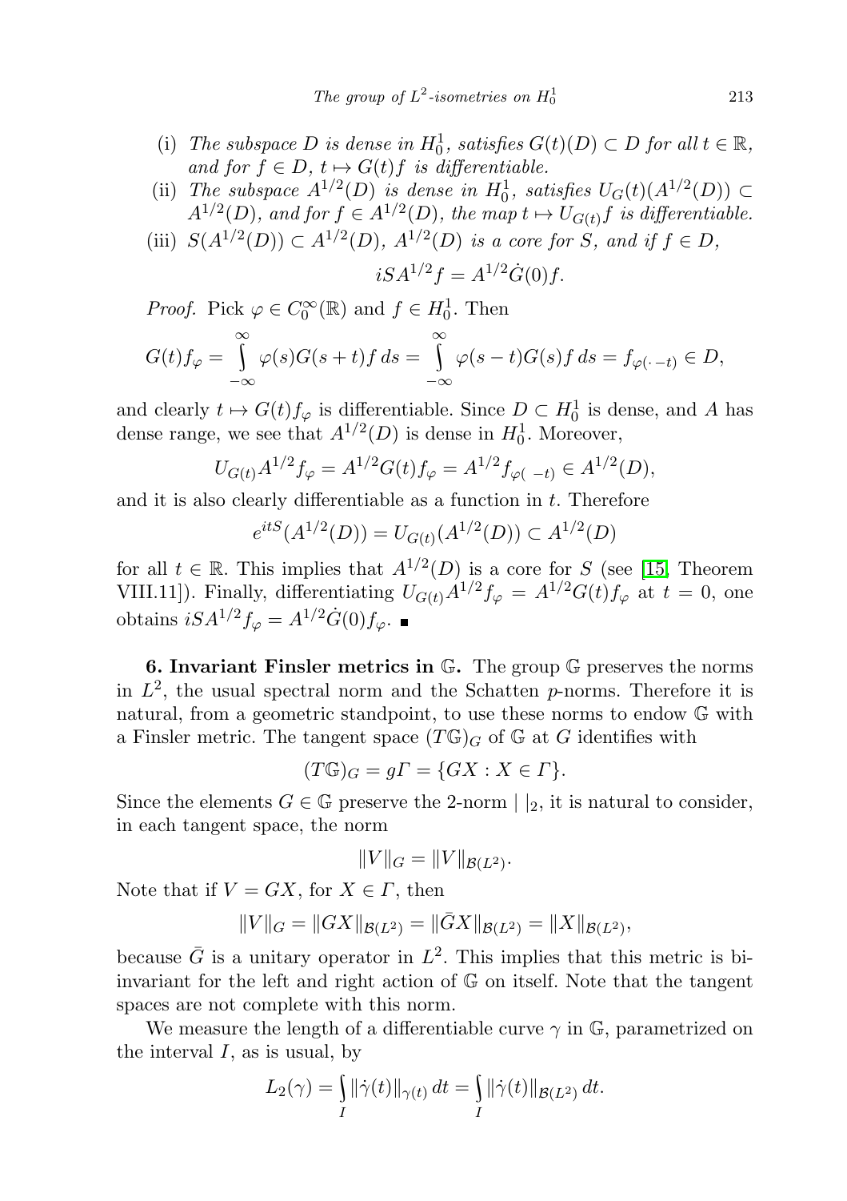(i) *The subspace $D$ is dense in $H^1_0$, satisfies $G(t)(D) \subset D$ for all $t \in \mathbb{R}$, and for $f \in D$, $t \mapsto G(t)f$ is differentiable.*

(ii) *The subspace $A^{1/2}(D)$ is dense in $H^1_0$, satisfies $U_G(t)(A^{1/2}(D)) \subset A^{1/2}(D)$, and for $f \in A^{1/2}(D)$, the map $t \mapsto U_{G(t)}f$ is differentiable.*

(iii) *$S(A^{1/2}(D)) \subset A^{1/2}(D)$, $A^{1/2}(D)$ is a core for $S$, and if $f \in D$,*
$$iSA^{1/2}f = A^{1/2}\dot{G}(0)f.$$

*Proof.* Pick $\varphi \in C_0^\infty(\mathbb{R})$ and $f \in H^1_0$. Then
$$G(t)f_\varphi = \int_{-\infty}^{\infty} \varphi(s)G(s+t)f\,ds = \int_{-\infty}^{\infty} \varphi(s-t)G(s)f\,ds = f_{\varphi(\cdot\,-t)} \in D,$$
and clearly $t \mapsto G(t)f_\varphi$ is differentiable. Since $D \subset H^1_0$ is dense, and $A$ has dense range, we see that $A^{1/2}(D)$ is dense in $H^1_0$. Moreover,
$$U_{G(t)}A^{1/2}f_\varphi = A^{1/2}G(t)f_\varphi = A^{1/2}f_{\varphi(\;-t)} \in A^{1/2}(D),$$
and it is also clearly differentiable as a function in $t$. Therefore
$$e^{itS}(A^{1/2}(D)) = U_{G(t)}(A^{1/2}(D)) \subset A^{1/2}(D)$$
for all $t \in \mathbb{R}$. This implies that $A^{1/2}(D)$ is a core for $S$ (see [15, Theorem VIII.11]). Finally, differentiating $U_{G(t)}A^{1/2}f_\varphi = A^{1/2}G(t)f_\varphi$ at $t=0$, one obtains $iSA^{1/2}f_\varphi = A^{1/2}\dot{G}(0)f_\varphi$. ■

**6. Invariant Finsler metrics in $\mathbb{G}$.** The group $\mathbb{G}$ preserves the norms in $L^2$, the usual spectral norm and the Schatten $p$-norms. Therefore it is natural, from a geometric standpoint, to use these norms to endow $\mathbb{G}$ with a Finsler metric. The tangent space $(T\mathbb{G})_G$ of $\mathbb{G}$ at $G$ identifies with
$$(T\mathbb{G})_G = g\Gamma = \{GX : X \in \Gamma\}.$$
Since the elements $G \in \mathbb{G}$ preserve the 2-norm $|\;|_2$, it is natural to consider, in each tangent space, the norm
$$\|V\|_G = \|V\|_{\mathcal{B}(L^2)}.$$
Note that if $V = GX$, for $X \in \Gamma$, then
$$\|V\|_G = \|GX\|_{\mathcal{B}(L^2)} = \|\bar{G}X\|_{\mathcal{B}(L^2)} = \|X\|_{\mathcal{B}(L^2)},$$
because $\bar{G}$ is a unitary operator in $L^2$. This implies that this metric is bi-invariant for the left and right action of $\mathbb{G}$ on itself. Note that the tangent spaces are not complete with this norm.

We measure the length of a differentiable curve $\gamma$ in $\mathbb{G}$, parametrized on the interval $I$, as is usual, by
$$L_2(\gamma) = \int_I \|\dot{\gamma}(t)\|_{\gamma(t)}\,dt = \int_I \|\dot{\gamma}(t)\|_{\mathcal{B}(L^2)}\,dt.$$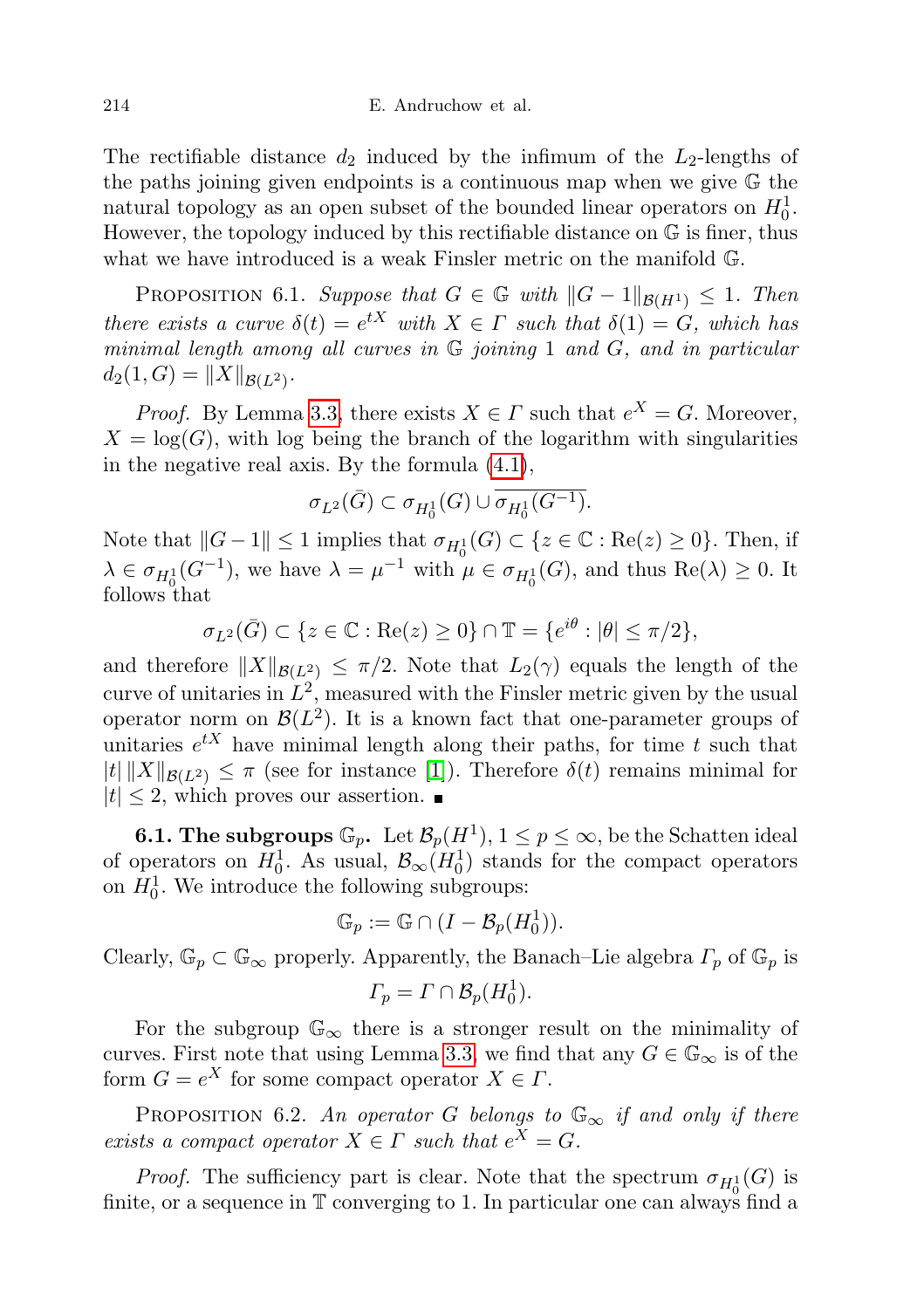The rectifiable distance $d_2$ induced by the infimum of the $L_2$-lengths of the paths joining given endpoints is a continuous map when we give $\mathbb{G}$ the natural topology as an open subset of the bounded linear operators on $H^1_0$. However, the topology induced by this rectifiable distance on $\mathbb{G}$ is finer, thus what we have introduced is a weak Finsler metric on the manifold $\mathbb{G}$.

PROPOSITION 6.1. *Suppose that $G \in \mathbb{G}$ with $\|G-1\|_{\mathcal{B}(H^1)} \le 1$. Then there exists a curve $\delta(t) = e^{tX}$ with $X \in \Gamma$ such that $\delta(1) = G$, which has minimal length among all curves in $\mathbb{G}$ joining 1 and $G$, and in particular $d_2(1, G) = \|X\|_{\mathcal{B}(L^2)}$.*

*Proof.* By Lemma 3.3, there exists $X \in \Gamma$ such that $e^X = G$. Moreover, $X = \log(G)$, with log being the branch of the logarithm with singularities in the negative real axis. By the formula (4.1),

$$\sigma_{L^2}(\bar{G}) \subset \sigma_{H^1_0}(G) \cup \overline{\sigma_{H^1_0}(G^{-1})}.$$

Note that $\|G-1\| \le 1$ implies that $\sigma_{H^1_0}(G) \subset \{z \in \mathbb{C} : \mathrm{Re}(z) \ge 0\}$. Then, if $\lambda \in \sigma_{H^1_0}(G^{-1})$, we have $\lambda = \mu^{-1}$ with $\mu \in \sigma_{H^1_0}(G)$, and thus $\mathrm{Re}(\lambda) \ge 0$. It follows that

$$\sigma_{L^2}(\bar{G}) \subset \{z \in \mathbb{C} : \mathrm{Re}(z) \ge 0\} \cap \mathbb{T} = \{e^{i\theta} : |\theta| \le \pi/2\},$$

and therefore $\|X\|_{\mathcal{B}(L^2)} \le \pi/2$. Note that $L_2(\gamma)$ equals the length of the curve of unitaries in $L^2$, measured with the Finsler metric given by the usual operator norm on $\mathcal{B}(L^2)$. It is a known fact that one-parameter groups of unitaries $e^{tX}$ have minimal length along their paths, for time $t$ such that $|t|\,\|X\|_{\mathcal{B}(L^2)} \le \pi$ (see for instance [1]). Therefore $\delta(t)$ remains minimal for $|t| \le 2$, which proves our assertion. ■

**6.1. The subgroups $\mathbb{G}_p$.** Let $\mathcal{B}_p(H^1)$, $1 \le p \le \infty$, be the Schatten ideal of operators on $H^1_0$. As usual, $\mathcal{B}_\infty(H^1_0)$ stands for the compact operators on $H^1_0$. We introduce the following subgroups:

$$\mathbb{G}_p := \mathbb{G} \cap (I - \mathcal{B}_p(H^1_0)).$$

Clearly, $\mathbb{G}_p \subset \mathbb{G}_\infty$ properly. Apparently, the Banach–Lie algebra $\Gamma_p$ of $\mathbb{G}_p$ is

$$\Gamma_p = \Gamma \cap \mathcal{B}_p(H^1_0).$$

For the subgroup $\mathbb{G}_\infty$ there is a stronger result on the minimality of curves. First note that using Lemma 3.3, we find that any $G \in \mathbb{G}_\infty$ is of the form $G = e^X$ for some compact operator $X \in \Gamma$.

PROPOSITION 6.2. *An operator $G$ belongs to $\mathbb{G}_\infty$ if and only if there exists a compact operator $X \in \Gamma$ such that $e^X = G$.*

*Proof.* The sufficiency part is clear. Note that the spectrum $\sigma_{H^1_0}(G)$ is finite, or a sequence in $\mathbb{T}$ converging to 1. In particular one can always find a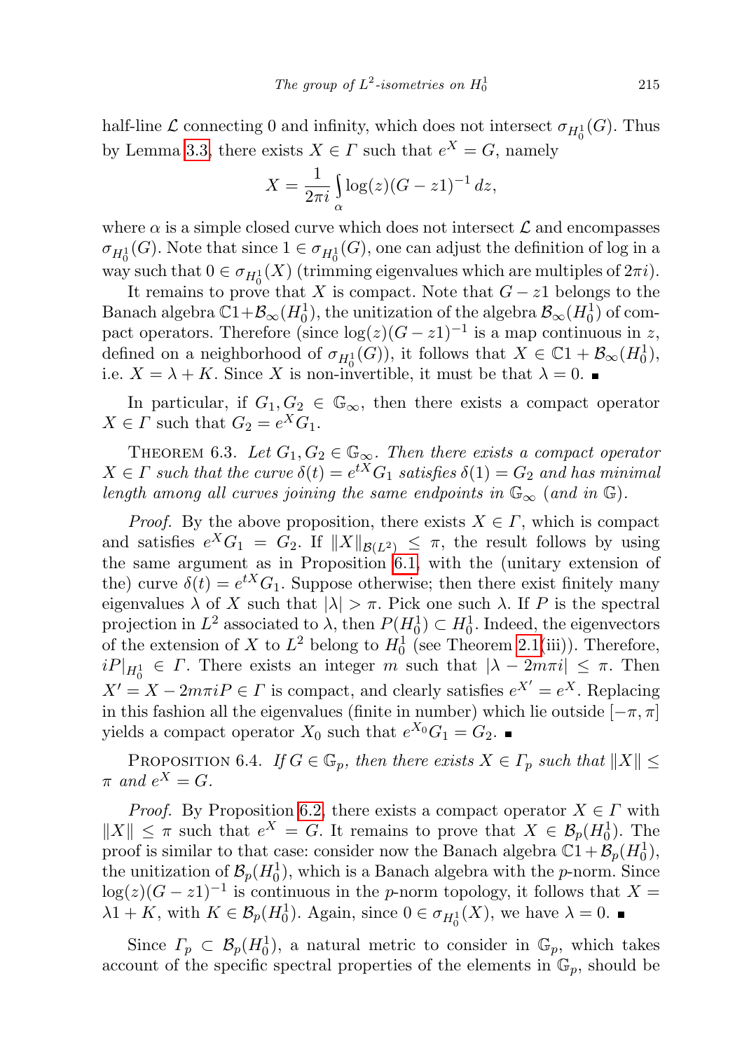half-line $\mathcal{L}$ connecting 0 and infinity, which does not intersect $\sigma_{H_0^1}(G)$. Thus by Lemma 3.3, there exists $X \in \Gamma$ such that $e^X = G$, namely

$$X = \frac{1}{2\pi i} \int_{\alpha} \log(z)(G - z1)^{-1}\, dz,$$

where $\alpha$ is a simple closed curve which does not intersect $\mathcal{L}$ and encompasses $\sigma_{H_0^1}(G)$. Note that since $1 \in \sigma_{H_0^1}(G)$, one can adjust the definition of log in a way such that $0 \in \sigma_{H_0^1}(X)$ (trimming eigenvalues which are multiples of $2\pi i$).

It remains to prove that $X$ is compact. Note that $G - z1$ belongs to the Banach algebra $\mathbb{C}1 + \mathcal{B}_\infty(H_0^1)$, the unitization of the algebra $\mathcal{B}_\infty(H_0^1)$ of compact operators. Therefore (since $\log(z)(G - z1)^{-1}$ is a map continuous in $z$, defined on a neighborhood of $\sigma_{H_0^1}(G)$), it follows that $X \in \mathbb{C}1 + \mathcal{B}_\infty(H_0^1)$, i.e. $X = \lambda + K$. Since $X$ is non-invertible, it must be that $\lambda = 0$. ∎

In particular, if $G_1, G_2 \in \mathbb{G}_\infty$, then there exists a compact operator $X \in \Gamma$ such that $G_2 = e^X G_1$.

THEOREM 6.3. *Let $G_1, G_2 \in \mathbb{G}_\infty$. Then there exists a compact operator $X \in \Gamma$ such that the curve $\delta(t) = e^{tX} G_1$ satisfies $\delta(1) = G_2$ and has minimal length among all curves joining the same endpoints in $\mathbb{G}_\infty$ (and in $\mathbb{G}$).*

*Proof.* By the above proposition, there exists $X \in \Gamma$, which is compact and satisfies $e^X G_1 = G_2$. If $\|X\|_{\mathcal{B}(L^2)} \leq \pi$, the result follows by using the same argument as in Proposition 6.1, with the (unitary extension of the) curve $\delta(t) = e^{tX} G_1$. Suppose otherwise; then there exist finitely many eigenvalues $\lambda$ of $X$ such that $|\lambda| > \pi$. Pick one such $\lambda$. If $P$ is the spectral projection in $L^2$ associated to $\lambda$, then $P(H_0^1) \subset H_0^1$. Indeed, the eigenvectors of the extension of $X$ to $L^2$ belong to $H_0^1$ (see Theorem 2.1(iii)). Therefore, $iP|_{H_0^1} \in \Gamma$. There exists an integer $m$ such that $|\lambda - 2m\pi i| \leq \pi$. Then $X' = X - 2m\pi i P \in \Gamma$ is compact, and clearly satisfies $e^{X'} = e^X$. Replacing in this fashion all the eigenvalues (finite in number) which lie outside $[-\pi, \pi]$ yields a compact operator $X_0$ such that $e^{X_0} G_1 = G_2$. ∎

PROPOSITION 6.4. *If $G \in \mathbb{G}_p$, then there exists $X \in \Gamma_p$ such that $\|X\| \leq \pi$ and $e^X = G$.*

*Proof.* By Proposition 6.2, there exists a compact operator $X \in \Gamma$ with $\|X\| \leq \pi$ such that $e^X = G$. It remains to prove that $X \in \mathcal{B}_p(H_0^1)$. The proof is similar to that case: consider now the Banach algebra $\mathbb{C}1 + \mathcal{B}_p(H_0^1)$, the unitization of $\mathcal{B}_p(H_0^1)$, which is a Banach algebra with the $p$-norm. Since $\log(z)(G - z1)^{-1}$ is continuous in the $p$-norm topology, it follows that $X = \lambda 1 + K$, with $K \in \mathcal{B}_p(H_0^1)$. Again, since $0 \in \sigma_{H_0^1}(X)$, we have $\lambda = 0$. ∎

Since $\Gamma_p \subset \mathcal{B}_p(H_0^1)$, a natural metric to consider in $\mathbb{G}_p$, which takes account of the specific spectral properties of the elements in $\mathbb{G}_p$, should be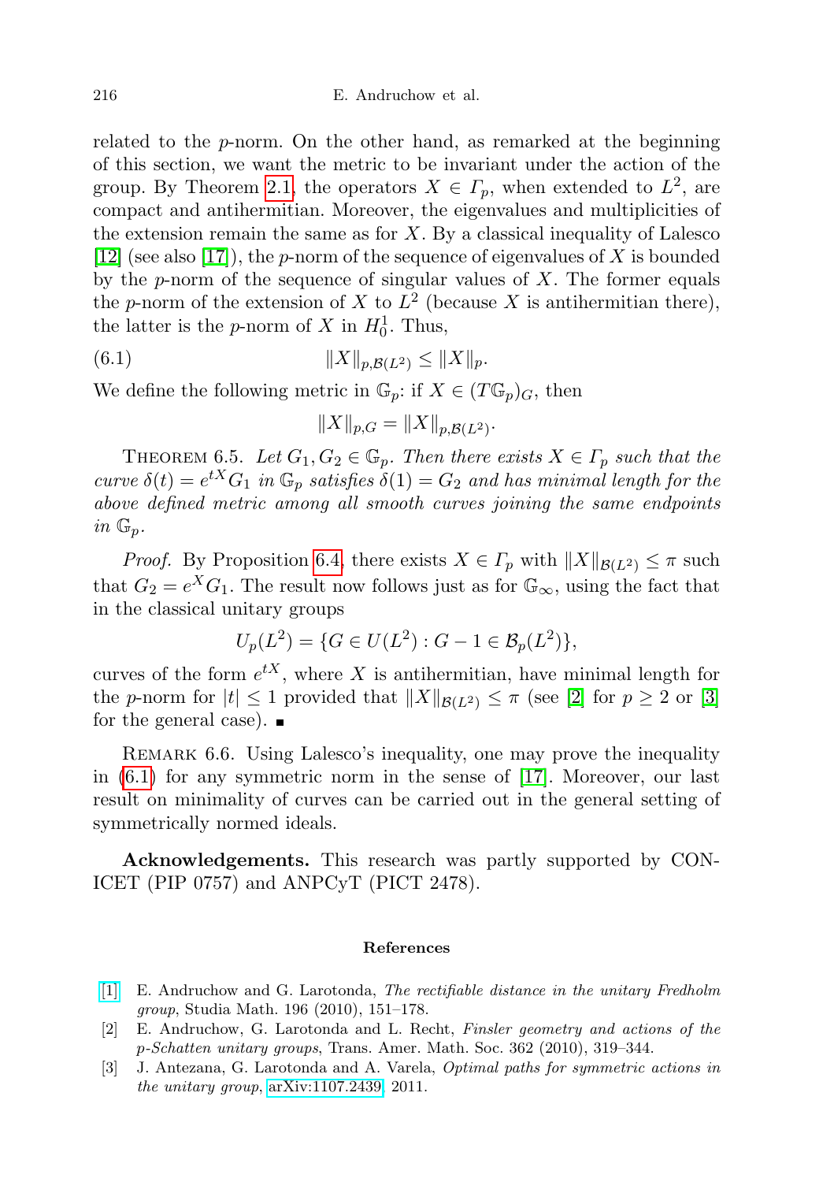related to the $p$-norm. On the other hand, as remarked at the beginning of this section, we want the metric to be invariant under the action of the group. By Theorem 2.1, the operators $X \in \Gamma_p$, when extended to $L^2$, are compact and antihermitian. Moreover, the eigenvalues and multiplicities of the extension remain the same as for $X$. By a classical inequality of Lalesco [12] (see also [17]), the $p$-norm of the sequence of eigenvalues of $X$ is bounded by the $p$-norm of the sequence of singular values of $X$. The former equals the $p$-norm of the extension of $X$ to $L^2$ (because $X$ is antihermitian there), the latter is the $p$-norm of $X$ in $H^1_0$. Thus,

$$\|X\|_{p,\mathcal{B}(L^2)} \leq \|X\|_p. \tag{6.1}$$

We define the following metric in $\mathbb{G}_p$: if $X \in (T\mathbb{G}_p)_G$, then

$$\|X\|_{p,G} = \|X\|_{p,\mathcal{B}(L^2)}.$$

Theorem 6.5. *Let $G_1, G_2 \in \mathbb{G}_p$. Then there exists $X \in \Gamma_p$ such that the curve $\delta(t) = e^{tX}G_1$ in $\mathbb{G}_p$ satisfies $\delta(1) = G_2$ and has minimal length for the above defined metric among all smooth curves joining the same endpoints in $\mathbb{G}_p$.*

*Proof.* By Proposition 6.4, there exists $X \in \Gamma_p$ with $\|X\|_{\mathcal{B}(L^2)} \leq \pi$ such that $G_2 = e^X G_1$. The result now follows just as for $\mathbb{G}_\infty$, using the fact that in the classical unitary groups

$$U_p(L^2) = \{G \in U(L^2) : G - 1 \in \mathcal{B}_p(L^2)\},$$

curves of the form $e^{tX}$, where $X$ is antihermitian, have minimal length for the $p$-norm for $|t| \leq 1$ provided that $\|X\|_{\mathcal{B}(L^2)} \leq \pi$ (see [2] for $p \geq 2$ or [3] for the general case). ∎

Remark 6.6. Using Lalesco's inequality, one may prove the inequality in (6.1) for any symmetric norm in the sense of [17]. Moreover, our last result on minimality of curves can be carried out in the general setting of symmetrically normed ideals.

**Acknowledgements.** This research was partly supported by CONICET (PIP 0757) and ANPCyT (PICT 2478).

## References

[1] E. Andruchow and G. Larotonda, *The rectifiable distance in the unitary Fredholm group*, Studia Math. 196 (2010), 151–178.

[2] E. Andruchow, G. Larotonda and L. Recht, *Finsler geometry and actions of the p-Schatten unitary groups*, Trans. Amer. Math. Soc. 362 (2010), 319–344.

[3] J. Antezana, G. Larotonda and A. Varela, *Optimal paths for symmetric actions in the unitary group*, arXiv:1107.2439, 2011.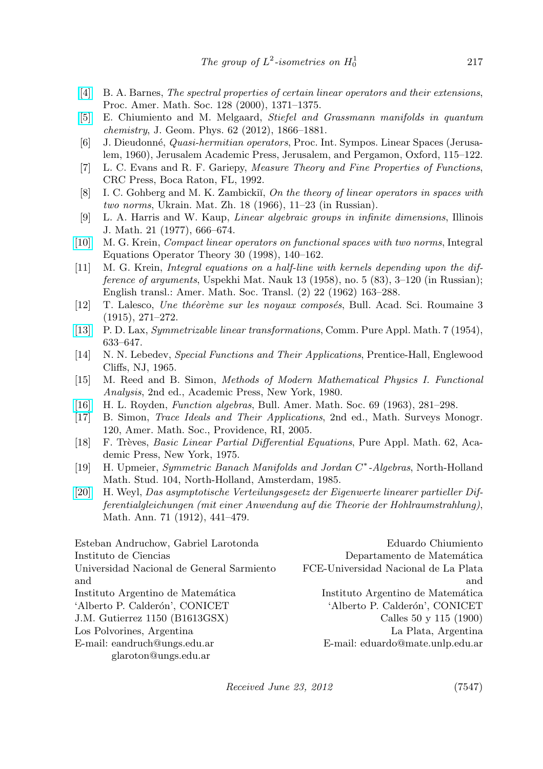[4] B. A. Barnes, *The spectral properties of certain linear operators and their extensions*, Proc. Amer. Math. Soc. 128 (2000), 1371–1375.

[5] E. Chiumiento and M. Melgaard, *Stiefel and Grassmann manifolds in quantum chemistry*, J. Geom. Phys. 62 (2012), 1866–1881.

[6] J. Dieudonné, *Quasi-hermitian operators*, Proc. Int. Sympos. Linear Spaces (Jerusalem, 1960), Jerusalem Academic Press, Jerusalem, and Pergamon, Oxford, 115–122.

[7] L. C. Evans and R. F. Gariepy, *Measure Theory and Fine Properties of Functions*, CRC Press, Boca Raton, FL, 1992.

[8] I. C. Gohberg and M. K. Zambickiĭ, *On the theory of linear operators in spaces with two norms*, Ukrain. Mat. Zh. 18 (1966), 11–23 (in Russian).

[9] L. A. Harris and W. Kaup, *Linear algebraic groups in infinite dimensions*, Illinois J. Math. 21 (1977), 666–674.

[10] M. G. Krein, *Compact linear operators on functional spaces with two norms*, Integral Equations Operator Theory 30 (1998), 140–162.

[11] M. G. Krein, *Integral equations on a half-line with kernels depending upon the difference of arguments*, Uspekhi Mat. Nauk 13 (1958), no. 5 (83), 3–120 (in Russian); English transl.: Amer. Math. Soc. Transl. (2) 22 (1962) 163–288.

[12] T. Lalesco, *Une théorème sur les noyaux composés*, Bull. Acad. Sci. Roumaine 3 (1915), 271–272.

[13] P. D. Lax, *Symmetrizable linear transformations*, Comm. Pure Appl. Math. 7 (1954), 633–647.

[14] N. N. Lebedev, *Special Functions and Their Applications*, Prentice-Hall, Englewood Cliffs, NJ, 1965.

[15] M. Reed and B. Simon, *Methods of Modern Mathematical Physics I. Functional Analysis*, 2nd ed., Academic Press, New York, 1980.

[16] H. L. Royden, *Function algebras*, Bull. Amer. Math. Soc. 69 (1963), 281–298.

[17] B. Simon, *Trace Ideals and Their Applications*, 2nd ed., Math. Surveys Monogr. 120, Amer. Math. Soc., Providence, RI, 2005.

[18] F. Trèves, *Basic Linear Partial Differential Equations*, Pure Appl. Math. 62, Academic Press, New York, 1975.

[19] H. Upmeier, *Symmetric Banach Manifolds and Jordan $C^*$-Algebras*, North-Holland Math. Stud. 104, North-Holland, Amsterdam, 1985.

[20] H. Weyl, *Das asymptotische Verteilungsgesetz der Eigenwerte linearer partieller Differentialgleichungen (mit einer Anwendung auf die Theorie der Hohlraumstrahlung)*, Math. Ann. 71 (1912), 441–479.

Esteban Andruchow, Gabriel Larotonda
Instituto de Ciencias
Universidad Nacional de General Sarmiento
and
Instituto Argentino de Matemática
'Alberto P. Calderón', CONICET
J.M. Gutierrez 1150 (B1613GSX)
Los Polvorines, Argentina
E-mail: eandruch@ungs.edu.ar
glaroton@ungs.edu.ar

Eduardo Chiumiento
Departamento de Matemática
FCE-Universidad Nacional de La Plata
and
Instituto Argentino de Matemática
'Alberto P. Calderón', CONICET
Calles 50 y 115 (1900)
La Plata, Argentina
E-mail: eduardo@mate.unlp.edu.ar

*Received June 23, 2012* (7547)